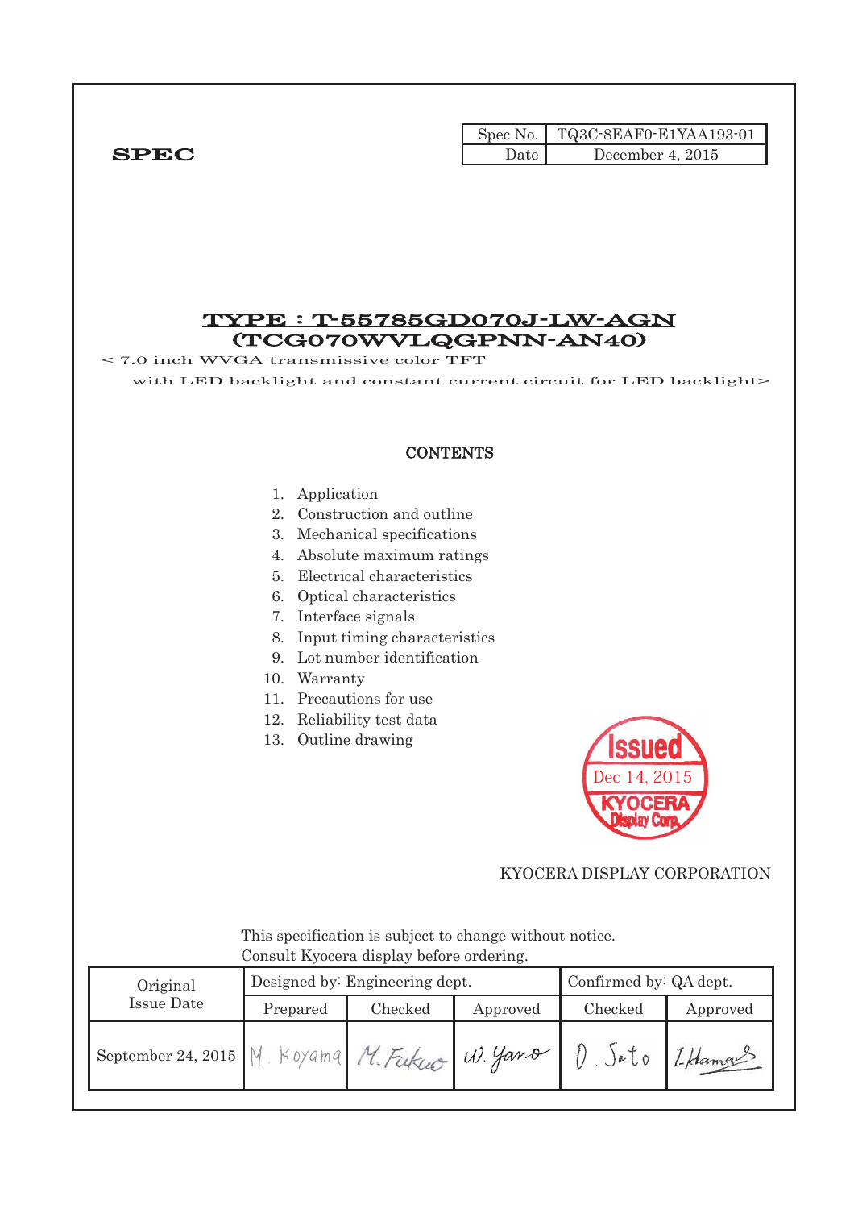**SPEC**

| Spec No. | TQ3C-8EAF0-E1YAA193-01 |
|---|---|
| Date | December 4, 2015 |

# TYPE : T-55785GD070J-LW-AGN (TCG070WVLQGPNN-AN40)

< 7.0 inch WVGA transmissive color TFT with LED backlight and constant current circuit for LED backlight>

## CONTENTS

1. Application
2. Construction and outline
3. Mechanical specifications
4. Absolute maximum ratings
5. Electrical characteristics
6. Optical characteristics
7. Interface signals
8. Input timing characteristics
9. Lot number identification
10. Warranty
11. Precautions for use
12. Reliability test data
13. Outline drawing

Issued Dec 14, 2015 KYOCERA Display Corp.

KYOCERA DISPLAY CORPORATION

This specification is subject to change without notice.
Consult Kyocera display before ordering.

| Original Issue Date | Designed by: Engineering dept. | | | Confirmed by: QA dept. | |
|---|---|---|---|---|---|
| | Prepared | Checked | Approved | Checked | Approved |
| September 24, 2015 | M. Koyama | M. Fukuo | W. Yano | O. Sato | I. Hama |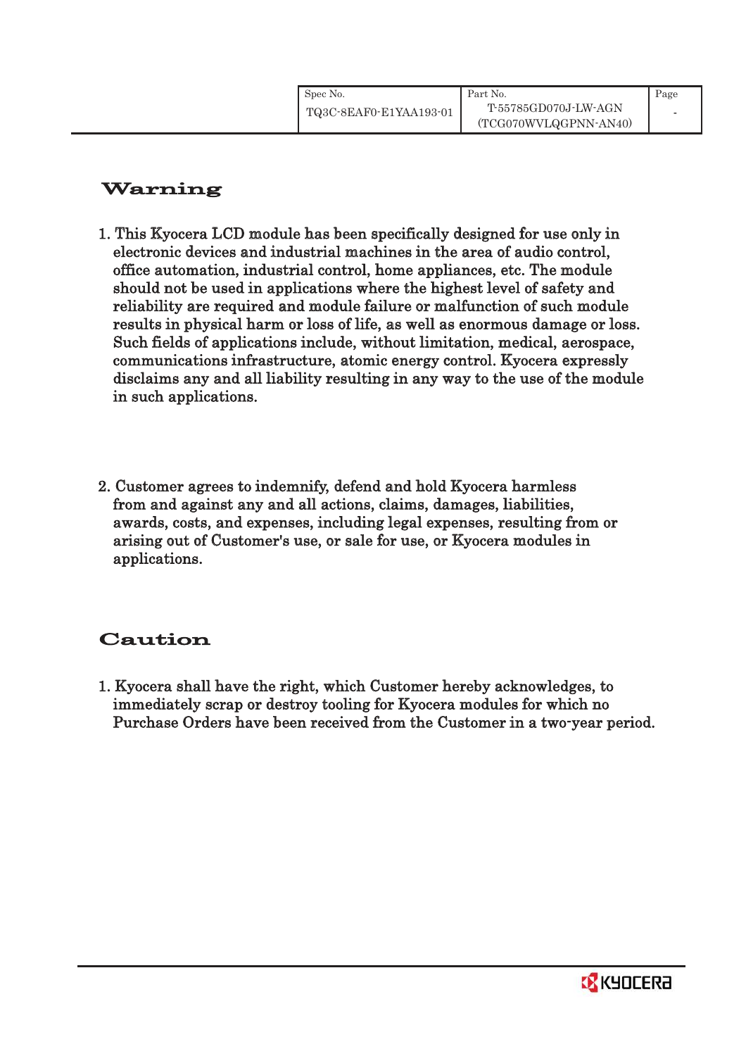## Warning

1. This Kyocera LCD module has been specifically designed for use only in electronic devices and industrial machines in the area of audio control, office automation, industrial control, home appliances, etc. The module should not be used in applications where the highest level of safety and reliability are required and module failure or malfunction of such module results in physical harm or loss of life, as well as enormous damage or loss. Such fields of applications include, without limitation, medical, aerospace, communications infrastructure, atomic energy control. Kyocera expressly disclaims any and all liability resulting in any way to the use of the module in such applications.

2. Customer agrees to indemnify, defend and hold Kyocera harmless from and against any and all actions, claims, damages, liabilities, awards, costs, and expenses, including legal expenses, resulting from or arising out of Customer's use, or sale for use, or Kyocera modules in applications.

## Caution

1. Kyocera shall have the right, which Customer hereby acknowledges, to immediately scrap or destroy tooling for Kyocera modules for which no Purchase Orders have been received from the Customer in a two-year period.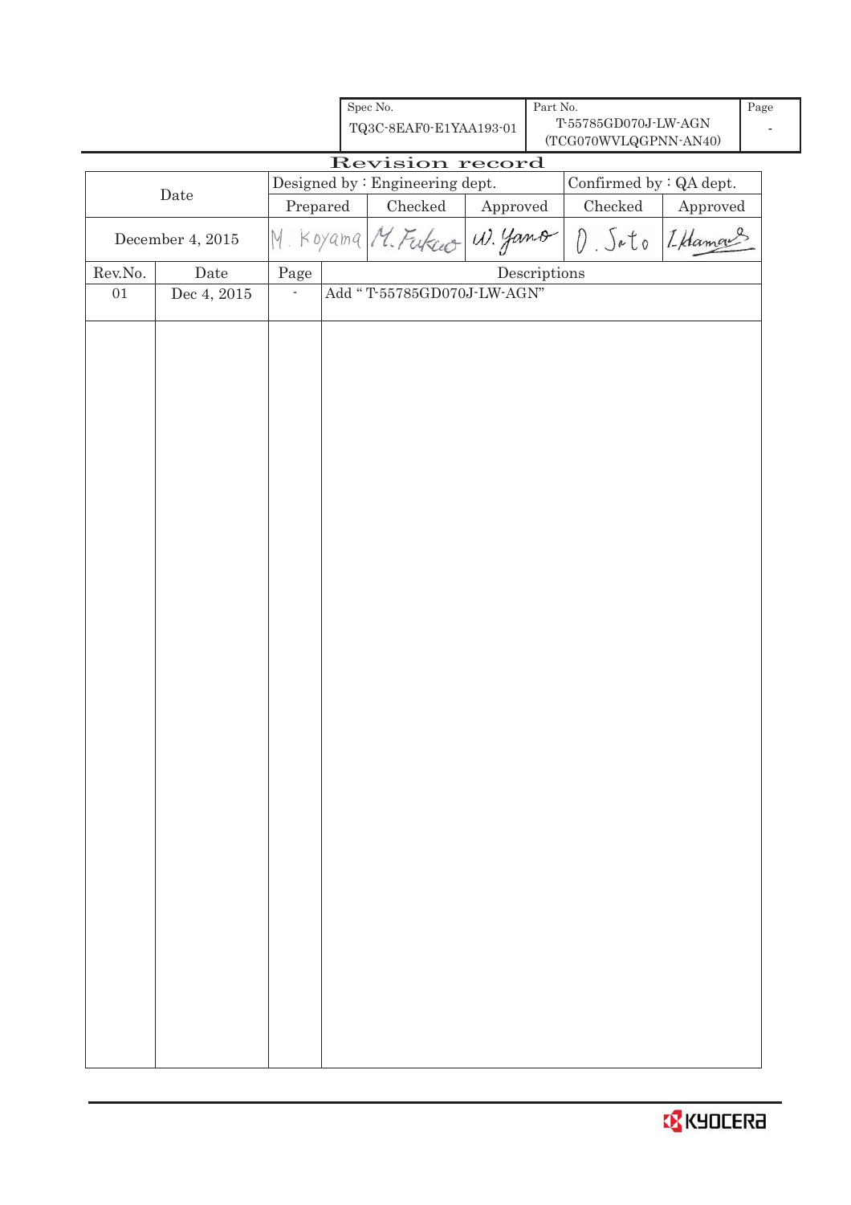| Spec No. | Part No. | Page |
| --- | --- | --- |
| TQ3C-8EAF0-E1YAA193-01 | T-55785GD070J-LW-AGN (TCG070WVLQGPNN-AN40) | - |

# Revision record

| Date | Designed by : Engineering dept. | | | Confirmed by : QA dept. | |
| --- | --- | --- | --- | --- | --- |
| | Prepared | Checked | Approved | Checked | Approved |
| December 4, 2015 | M. Koyama | M. Fukuo | W. Yano | O. Sato | I. Hamano |

| Rev.No. | Date | Page | Descriptions |
| --- | --- | --- | --- |
| 01 | Dec 4, 2015 | - | Add " T-55785GD070J-LW-AGN" |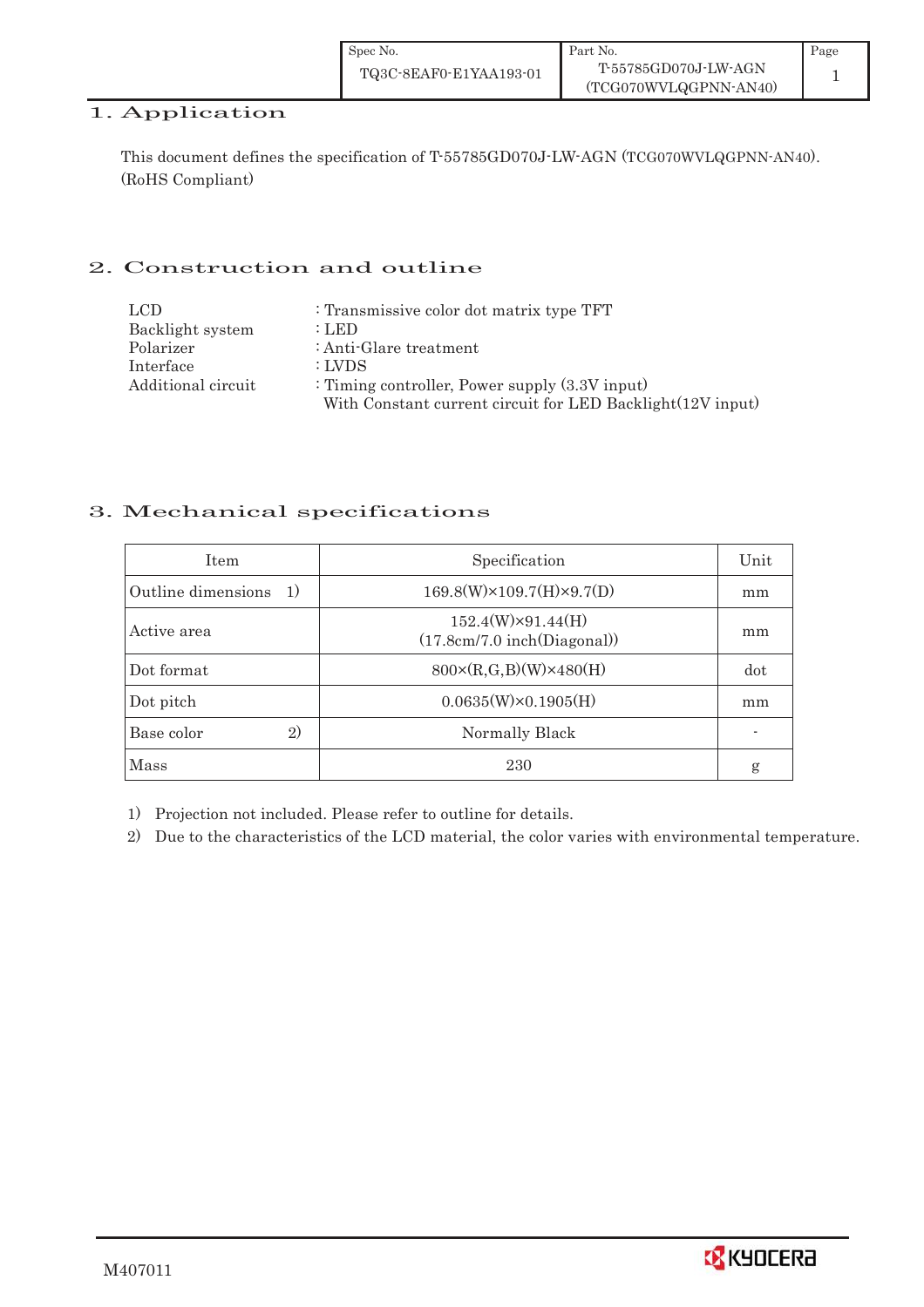## 1. Application

This document defines the specification of T-55785GD070J-LW-AGN (TCG070WVLQGPNN-AN40).
(RoHS Compliant)

## 2. Construction and outline

| | |
|---|---|
| LCD | : Transmissive color dot matrix type TFT |
| Backlight system | : LED |
| Polarizer | : Anti-Glare treatment |
| Interface | : LVDS |
| Additional circuit | : Timing controller, Power supply (3.3V input)<br>With Constant current circuit for LED Backlight(12V input) |

## 3. Mechanical specifications

| Item | Specification | Unit |
|---|---|---|
| Outline dimensions 1) | 169.8(W)×109.7(H)×9.7(D) | mm |
| Active area | 152.4(W)×91.44(H)<br>(17.8cm/7.0 inch(Diagonal)) | mm |
| Dot format | 800×(R,G,B)(W)×480(H) | dot |
| Dot pitch | 0.0635(W)×0.1905(H) | mm |
| Base color 2) | Normally Black | - |
| Mass | 230 | g |

1) Projection not included. Please refer to outline for details.

2) Due to the characteristics of the LCD material, the color varies with environmental temperature.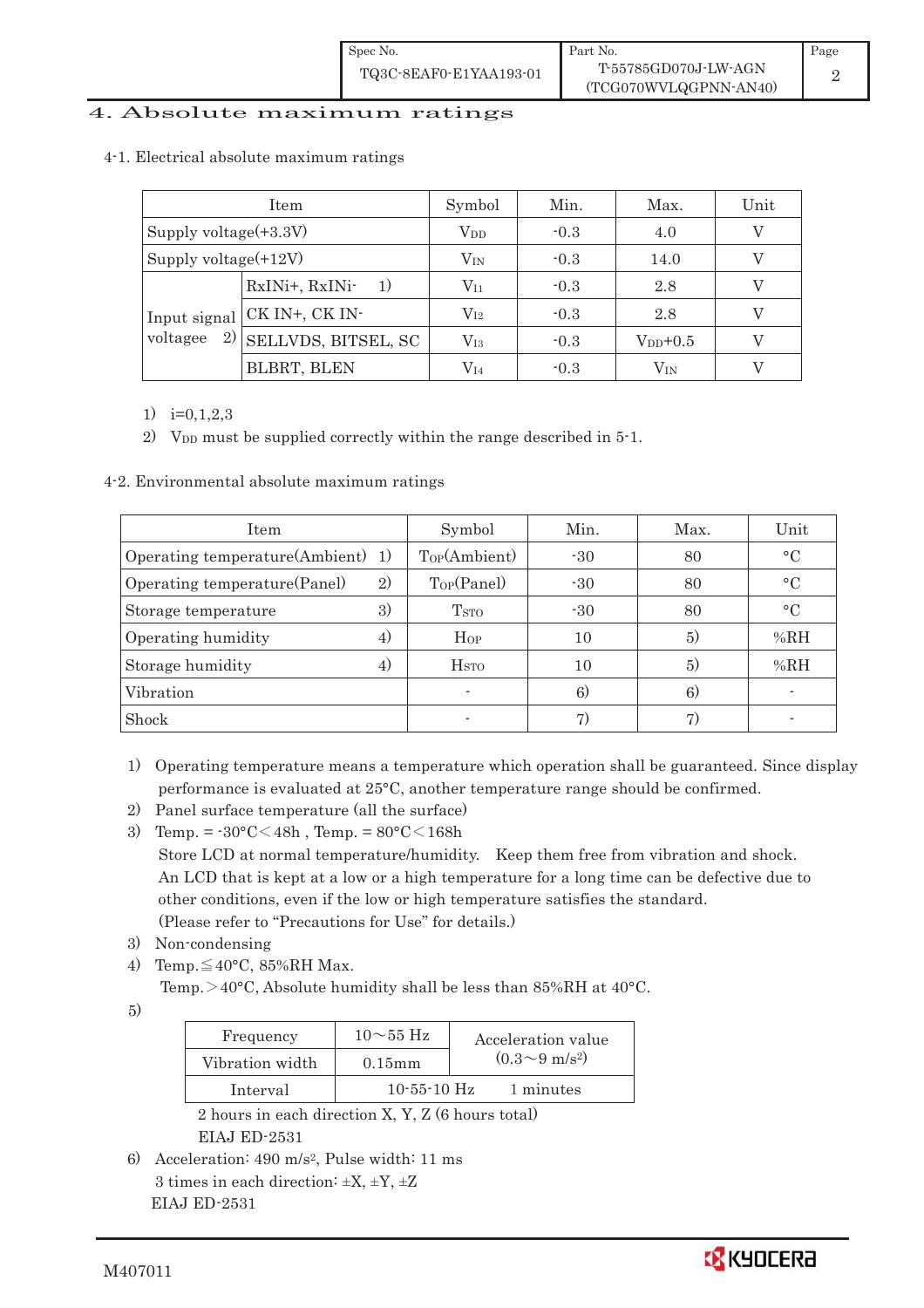# 4. Absolute maximum ratings

4-1. Electrical absolute maximum ratings

| Item | | Symbol | Min. | Max. | Unit |
|---|---|---|---|---|---|
| Supply voltage(+3.3V) | | $V_{DD}$ | -0.3 | 4.0 | V |
| Supply voltage(+12V) | | $V_{IN}$ | -0.3 | 14.0 | V |
| Input signal voltagee 2) | RxINi+, RxINi- 1) | $V_{I1}$ | -0.3 | 2.8 | V |
| | CK IN+, CK IN- | $V_{I2}$ | -0.3 | 2.8 | V |
| | SELLVDS, BITSEL, SC | $V_{I3}$ | -0.3 | $V_{DD}$+0.5 | V |
| | BLBRT, BLEN | $V_{I4}$ | -0.3 | $V_{IN}$ | V |

1) i=0,1,2,3
2) $V_{DD}$ must be supplied correctly within the range described in 5-1.

4-2. Environmental absolute maximum ratings

| Item | Symbol | Min. | Max. | Unit |
|---|---|---|---|---|
| Operating temperature(Ambient) 1) | $T_{OP}$(Ambient) | -30 | 80 | °C |
| Operating temperature(Panel) 2) | $T_{OP}$(Panel) | -30 | 80 | °C |
| Storage temperature 3) | $T_{STO}$ | -30 | 80 | °C |
| Operating humidity 4) | $H_{OP}$ | 10 | 5) | %RH |
| Storage humidity 4) | $H_{STO}$ | 10 | 5) | %RH |
| Vibration | - | 6) | 6) | - |
| Shock | - | 7) | 7) | - |

1) Operating temperature means a temperature which operation shall be guaranteed. Since display performance is evaluated at 25°C, another temperature range should be confirmed.
2) Panel surface temperature (all the surface)
3) Temp. = -30°C<48h , Temp. = 80°C<168h
   Store LCD at normal temperature/humidity. Keep them free from vibration and shock.
   An LCD that is kept at a low or a high temperature for a long time can be defective due to other conditions, even if the low or high temperature satisfies the standard.
   (Please refer to "Precautions for Use" for details.)
3) Non-condensing
4) Temp.≦40°C, 85%RH Max.
   Temp.>40°C, Absolute humidity shall be less than 85%RH at 40°C.
5)

| Frequency | 10～55 Hz | Acceleration value (0.3～9 m/s²) |
|---|---|---|
| Vibration width | 0.15mm | |
| Interval | 10-55-10 Hz | 1 minutes |

   2 hours in each direction X, Y, Z (6 hours total)
   EIAJ ED-2531
6) Acceleration: 490 m/s², Pulse width: 11 ms
   3 times in each direction: ±X, ±Y, ±Z
   EIAJ ED-2531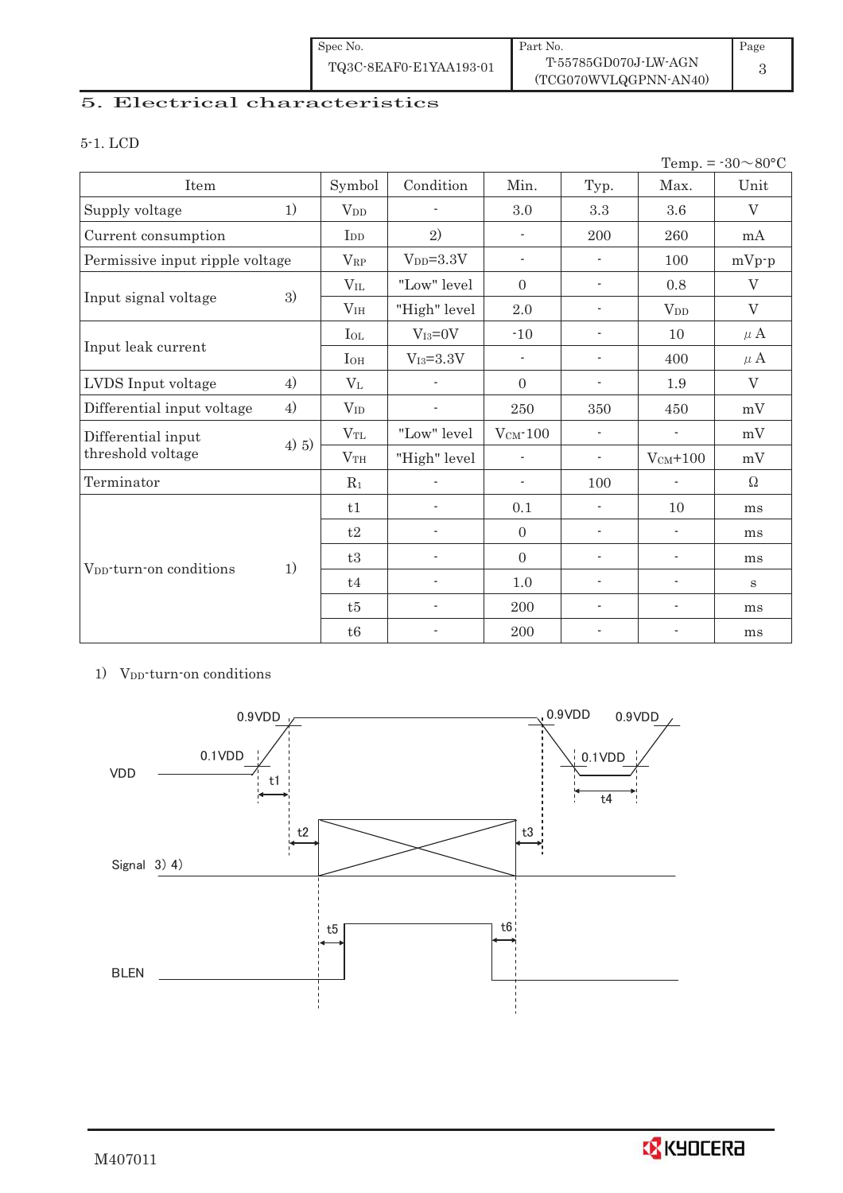# 5. Electrical characteristics

## 5-1. LCD

Temp. = -30～80°C

| Item | | Symbol | Condition | Min. | Typ. | Max. | Unit |
|---|---|---|---|---|---|---|---|
| Supply voltage | 1) | $V_{DD}$ | - | 3.0 | 3.3 | 3.6 | V |
| Current consumption | | $I_{DD}$ | 2) | - | 200 | 260 | mA |
| Permissive input ripple voltage | | $V_{RP}$ | $V_{DD}$=3.3V | - | - | 100 | mVp-p |
| Input signal voltage | 3) | $V_{IL}$ | "Low" level | 0 | - | 0.8 | V |
| | | $V_{IH}$ | "High" level | 2.0 | - | $V_{DD}$ | V |
| Input leak current | | $I_{OL}$ | $V_{I3}$=0V | -10 | - | 10 | μA |
| | | $I_{OH}$ | $V_{I3}$=3.3V | - | - | 400 | μA |
| LVDS Input voltage | 4) | $V_L$ | - | 0 | - | 1.9 | V |
| Differential input voltage | 4) | $V_{ID}$ | - | 250 | 350 | 450 | mV |
| Differential input threshold voltage | 4) 5) | $V_{TL}$ | "Low" level | $V_{CM}$-100 | - | - | mV |
| | | $V_{TH}$ | "High" level | - | - | $V_{CM}$+100 | mV |
| Terminator | | $R_1$ | - | - | 100 | - | Ω |
| $V_{DD}$-turn-on conditions | 1) | t1 | - | 0.1 | - | 10 | ms |
| | | t2 | - | 0 | - | - | ms |
| | | t3 | - | 0 | - | - | ms |
| | | t4 | - | 1.0 | - | - | s |
| | | t5 | - | 200 | - | - | ms |
| | | t6 | - | 200 | - | - | ms |

1) $V_{DD}$-turn-on conditions

VDD: 0.1VDD, 0.9VDD, t1, 0.9VDD, 0.1VDD, 0.9VDD, t4

Signal 3) 4): t2, t3

BLEN: t5, t6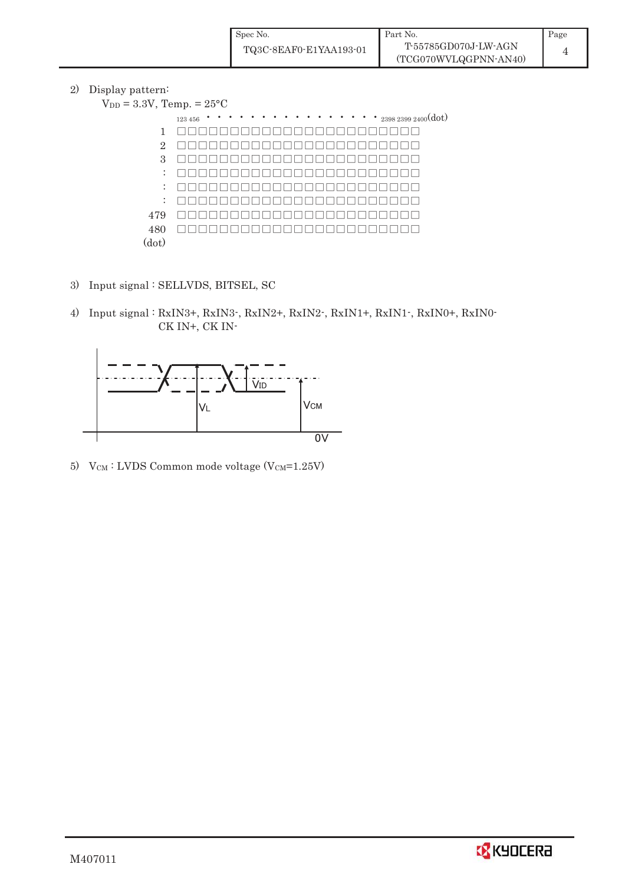2) Display pattern:

$V_{DD}$ = 3.3V, Temp. = 25°C

123 456 • • • • • • • • • • • • • • • • 2398 2399 2400(dot)

1
2
3
:
:
:
479
480
(dot)

3) Input signal : SELLVDS, BITSEL, SC

4) Input signal : RxIN3+, RxIN3-, RxIN2+, RxIN2-, RxIN1+, RxIN1-, RxIN0+, RxIN0-
CK IN+, CK IN-

$V_{ID}$ $V_L$ $V_{CM}$ 0V

5) $V_{CM}$ : LVDS Common mode voltage ($V_{CM}$=1.25V)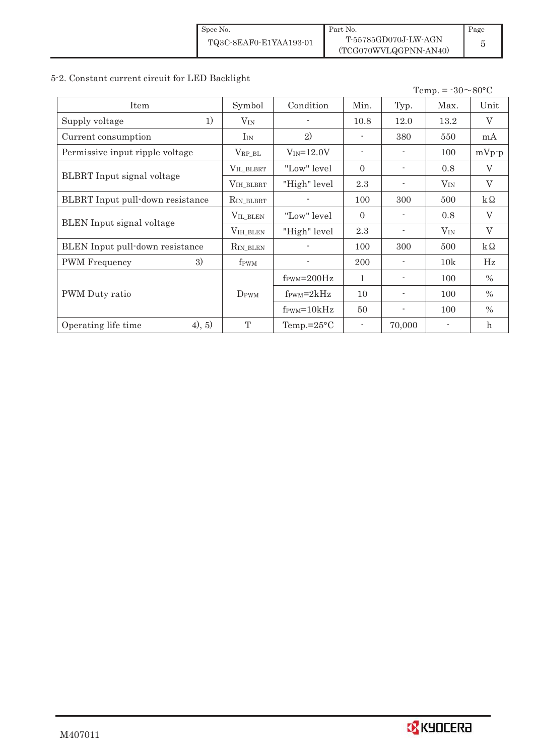## 5-2. Constant current circuit for LED Backlight

Temp. = -30～80°C

| Item | Symbol | Condition | Min. | Typ. | Max. | Unit |
|---|---|---|---|---|---|---|
| Supply voltage 1) | $V_{IN}$ | - | 10.8 | 12.0 | 13.2 | V |
| Current consumption | $I_{IN}$ | 2) | - | 380 | 550 | mA |
| Permissive input ripple voltage | $V_{RP\_BL}$ | $V_{IN}$=12.0V | - | - | 100 | mVp-p |
| BLBRT Input signal voltage | $V_{IL\_BLBRT}$ | "Low" level | 0 | - | 0.8 | V |
| | $V_{IH\_BLBRT}$ | "High" level | 2.3 | - | $V_{IN}$ | V |
| BLBRT Input pull-down resistance | $R_{IN\_BLBRT}$ | - | 100 | 300 | 500 | kΩ |
| BLEN Input signal voltage | $V_{IL\_BLEN}$ | "Low" level | 0 | - | 0.8 | V |
| | $V_{IH\_BLEN}$ | "High" level | 2.3 | - | $V_{IN}$ | V |
| BLEN Input pull-down resistance | $R_{IN\_BLEN}$ | - | 100 | 300 | 500 | kΩ |
| PWM Frequency 3) | $f_{PWM}$ | - | 200 | - | 10k | Hz |
| PWM Duty ratio | $D_{PWM}$ | $f_{PWM}$=200Hz | 1 | - | 100 | % |
| | | $f_{PWM}$=2kHz | 10 | - | 100 | % |
| | | $f_{PWM}$=10kHz | 50 | - | 100 | % |
| Operating life time 4), 5) | T | Temp.=25°C | - | 70,000 | - | h |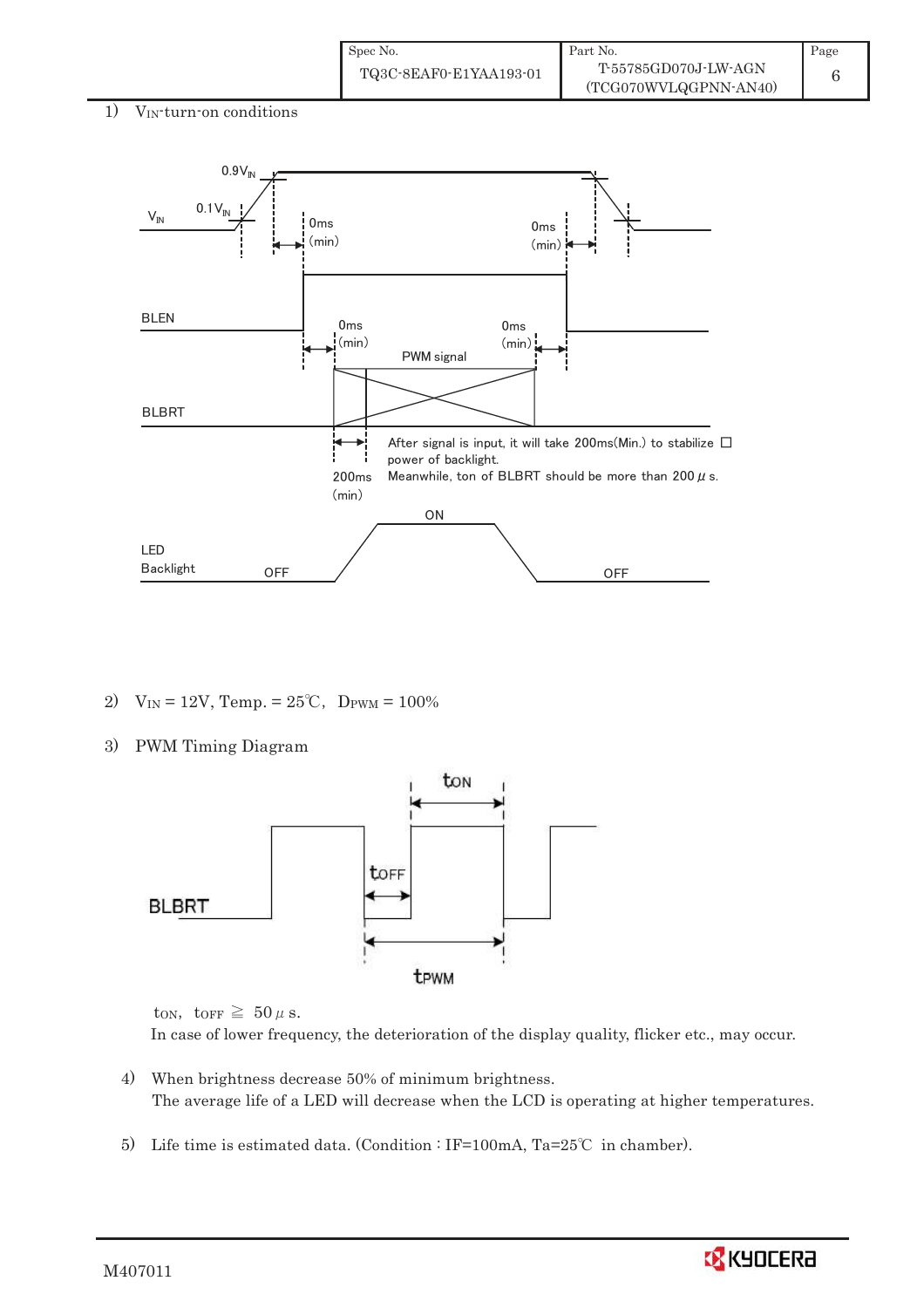1) $V_{IN}$-turn-on conditions

2) $V_{IN}$ = 12V, Temp. = 25℃, $D_{PWM}$ = 100%

3) PWM Timing Diagram

$t_{ON}$, $t_{OFF}$ ≧ 50$\mu$s.

In case of lower frequency, the deterioration of the display quality, flicker etc., may occur.

4) When brightness decrease 50% of minimum brightness.
The average life of a LED will decrease when the LCD is operating at higher temperatures.

5) Life time is estimated data. (Condition : IF=100mA, Ta=25℃ in chamber).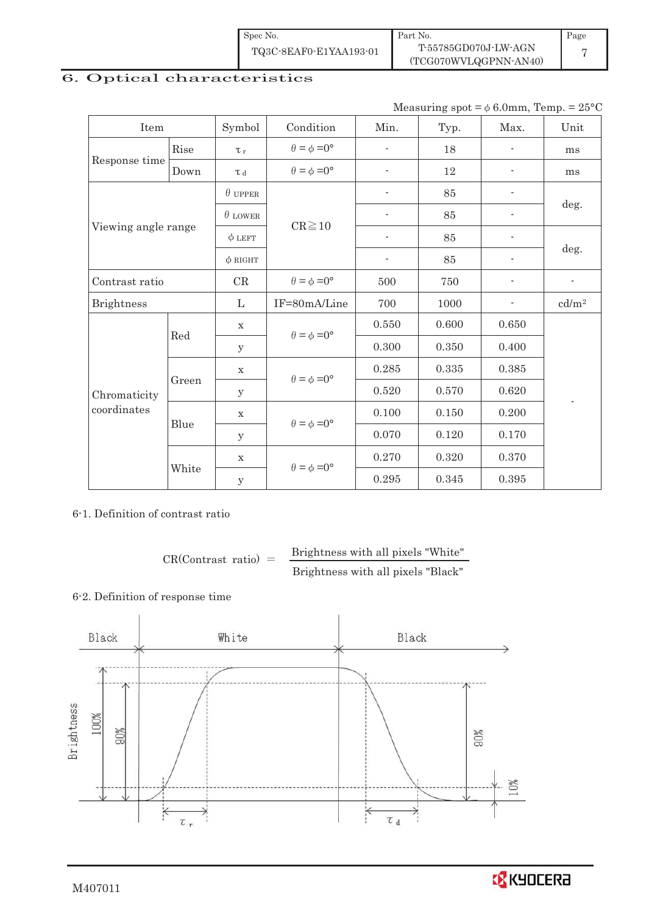## 6. Optical characteristics

Measuring spot = $\phi$ 6.0mm, Temp. = 25°C

| Item | | Symbol | Condition | Min. | Typ. | Max. | Unit |
|---|---|---|---|---|---|---|---|
| Response time | Rise | $\tau_r$ | $\theta = \phi = 0°$ | - | 18 | - | ms |
| | Down | $\tau_d$ | $\theta = \phi = 0°$ | - | 12 | - | ms |
| Viewing angle range | | $\theta$ UPPER | CR≧10 | - | 85 | - | deg. |
| | | $\theta$ LOWER | | - | 85 | - | |
| | | $\phi$ LEFT | | - | 85 | - | deg. |
| | | $\phi$ RIGHT | | - | 85 | - | |
| Contrast ratio | | CR | $\theta = \phi = 0°$ | 500 | 750 | - | - |
| Brightness | | L | IF=80mA/Line | 700 | 1000 | - | cd/m² |
| Chromaticity coordinates | Red | x | $\theta = \phi = 0°$ | 0.550 | 0.600 | 0.650 | - |
| | | y | | 0.300 | 0.350 | 0.400 | |
| | Green | x | $\theta = \phi = 0°$ | 0.285 | 0.335 | 0.385 | |
| | | y | | 0.520 | 0.570 | 0.620 | |
| | Blue | x | $\theta = \phi = 0°$ | 0.100 | 0.150 | 0.200 | |
| | | y | | 0.070 | 0.120 | 0.170 | |
| | White | x | $\theta = \phi = 0°$ | 0.270 | 0.320 | 0.370 | |
| | | y | | 0.295 | 0.345 | 0.395 | |

6-1. Definition of contrast ratio

$$\text{CR(Contrast ratio)} = \frac{\text{Brightness with all pixels "White"}}{\text{Brightness with all pixels "Black"}}$$

6-2. Definition of response time

Black — White — Black

Brightness: 100%, 90%, 10%

$\tau_r$ $\tau_d$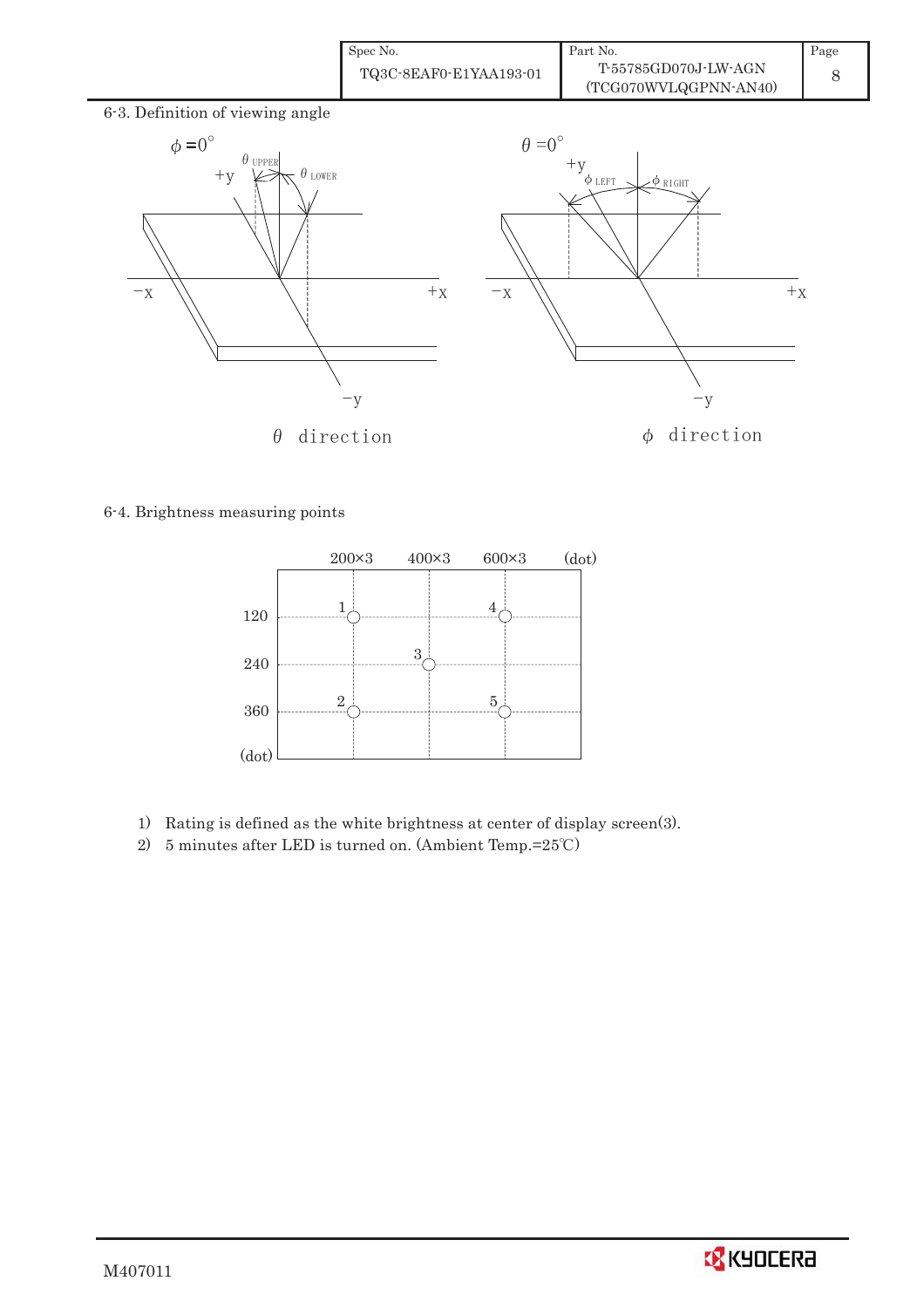## 6-3. Definition of viewing angle

$\phi = 0°$ — $\theta$ direction ($\theta_{UPPER}$, $\theta_{LOWER}$)

$\theta = 0°$ — $\phi$ direction ($\phi_{LEFT}$, $\phi_{RIGHT}$)

## 6-4. Brightness measuring points

| (dot) | 200×3 | 400×3 | 600×3 |
|---|---|---|---|
| 120 | 1 | | 4 |
| 240 | | 3 | |
| 360 | 2 | | 5 |

1) Rating is defined as the white brightness at center of display screen(3).
2) 5 minutes after LED is turned on. (Ambient Temp.=25℃)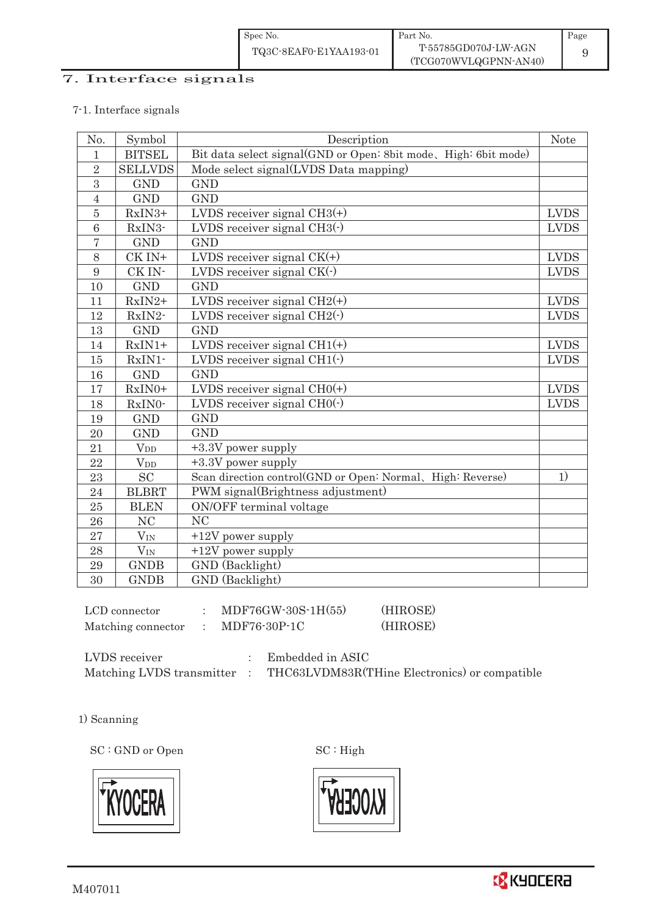# 7. Interface signals

7-1. Interface signals

| No. | Symbol | Description | Note |
|---|---|---|---|
| 1 | BITSEL | Bit data select signal(GND or Open: 8bit mode、High: 6bit mode) | |
| 2 | SELLVDS | Mode select signal(LVDS Data mapping) | |
| 3 | GND | GND | |
| 4 | GND | GND | |
| 5 | RxIN3+ | LVDS receiver signal CH3(+) | LVDS |
| 6 | RxIN3- | LVDS receiver signal CH3(-) | LVDS |
| 7 | GND | GND | |
| 8 | CK IN+ | LVDS receiver signal CK(+) | LVDS |
| 9 | CK IN- | LVDS receiver signal CK(-) | LVDS |
| 10 | GND | GND | |
| 11 | RxIN2+ | LVDS receiver signal CH2(+) | LVDS |
| 12 | RxIN2- | LVDS receiver signal CH2(-) | LVDS |
| 13 | GND | GND | |
| 14 | RxIN1+ | LVDS receiver signal CH1(+) | LVDS |
| 15 | RxIN1- | LVDS receiver signal CH1(-) | LVDS |
| 16 | GND | GND | |
| 17 | RxIN0+ | LVDS receiver signal CH0(+) | LVDS |
| 18 | RxIN0- | LVDS receiver signal CH0(-) | LVDS |
| 19 | GND | GND | |
| 20 | GND | GND | |
| 21 | $V_{DD}$ | +3.3V power supply | |
| 22 | $V_{DD}$ | +3.3V power supply | |
| 23 | SC | Scan direction control(GND or Open: Normal、High: Reverse) | 1) |
| 24 | BLBRT | PWM signal(Brightness adjustment) | |
| 25 | BLEN | ON/OFF terminal voltage | |
| 26 | NC | NC | |
| 27 | $V_{IN}$ | +12V power supply | |
| 28 | $V_{IN}$ | +12V power supply | |
| 29 | GNDB | GND (Backlight) | |
| 30 | GNDB | GND (Backlight) | |

LCD connector : MDF76GW-30S-1H(55) (HIROSE)
Matching connector : MDF76-30P-1C (HIROSE)

LVDS receiver : Embedded in ASIC
Matching LVDS transmitter : THC63LVDM83R(THine Electronics) or compatible

1) Scanning

SC : GND or Open

SC : High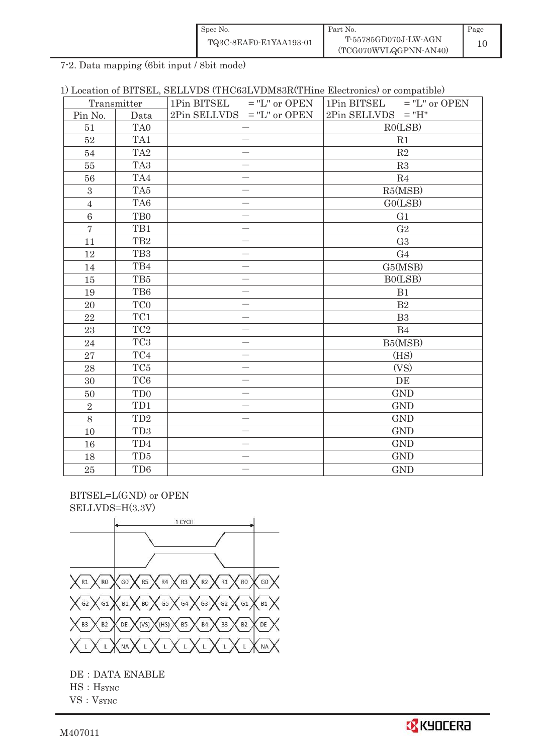7-2. Data mapping (6bit input / 8bit mode)

1) Location of BITSEL, SELLVDS (THC63LVDM83R(THine Electronics) or compatible)

| Transmitter | | 1Pin BITSEL = "L" or OPEN | 1Pin BITSEL = "L" or OPEN |
|---|---|---|---|
| Pin No. | Data | 2Pin SELLVDS = "L" or OPEN | 2Pin SELLVDS = "H" |
| 51 | TA0 | — | R0(LSB) |
| 52 | TA1 | — | R1 |
| 54 | TA2 | — | R2 |
| 55 | TA3 | — | R3 |
| 56 | TA4 | — | R4 |
| 3 | TA5 | — | R5(MSB) |
| 4 | TA6 | — | G0(LSB) |
| 6 | TB0 | — | G1 |
| 7 | TB1 | — | G2 |
| 11 | TB2 | — | G3 |
| 12 | TB3 | — | G4 |
| 14 | TB4 | — | G5(MSB) |
| 15 | TB5 | — | B0(LSB) |
| 19 | TB6 | — | B1 |
| 20 | TC0 | — | B2 |
| 22 | TC1 | — | B3 |
| 23 | TC2 | — | B4 |
| 24 | TC3 | — | B5(MSB) |
| 27 | TC4 | — | (HS) |
| 28 | TC5 | — | (VS) |
| 30 | TC6 | — | DE |
| 50 | TD0 | — | GND |
| 2 | TD1 | — | GND |
| 8 | TD2 | — | GND |
| 10 | TD3 | — | GND |
| 16 | TD4 | — | GND |
| 18 | TD5 | — | GND |
| 25 | TD6 | — | GND |

BITSEL=L(GND) or OPEN
SELLVDS=H(3.3V)

1 CYCLE

R1 R0 G0 R5 R4 R3 R2 R1 R0 G0

G2 G1 B1 B0 G5 G4 G3 G2 G1 B1

B3 B2 DE (VS) (HS) B5 B4 B3 B2 DE

L L NA L L L L L L NA

DE : DATA ENABLE
HS : $H_{SYNC}$
VS : $V_{SYNC}$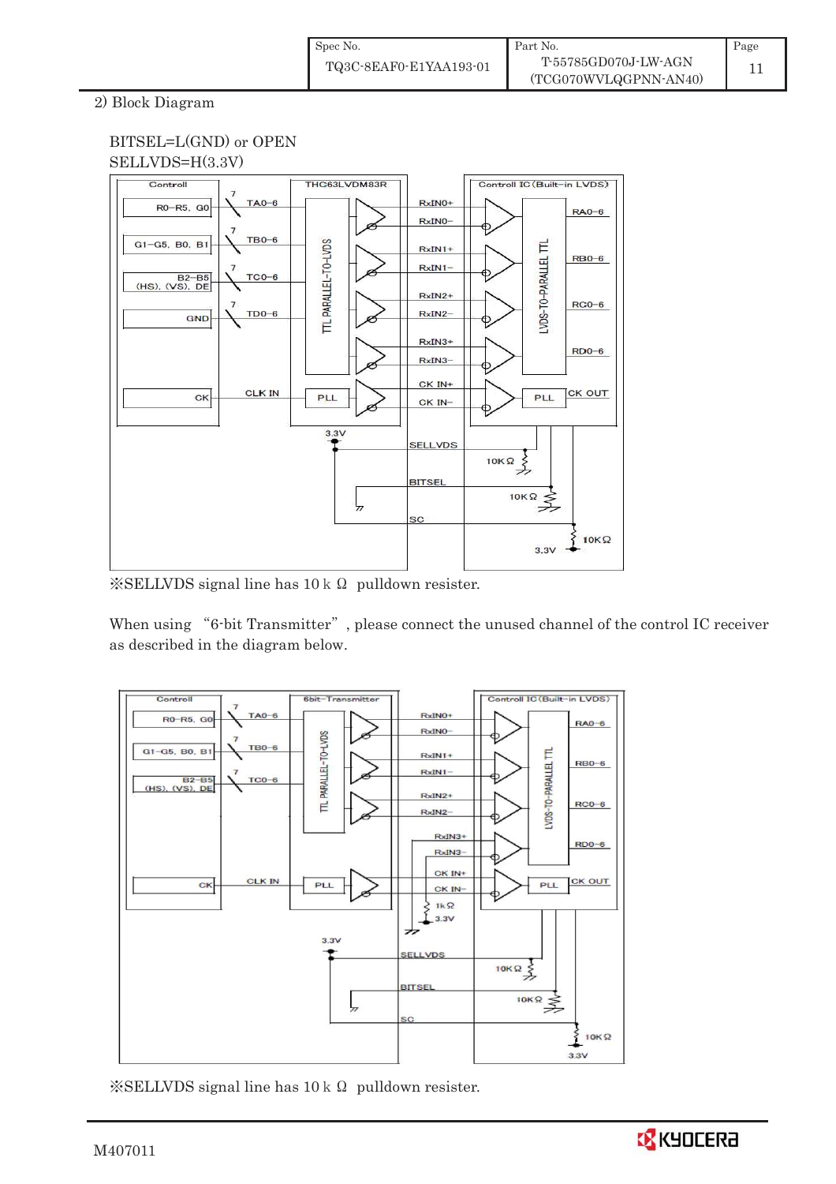## 2) Block Diagram

BITSEL=L(GND) or OPEN
SELLVDS=H(3.3V)

Controll | THC63LVDM83R | Controll IC (Built−in LVDS)

R0−R5, G0 — 7 — TA0−6 — RxIN0+ / RxIN0− — RA0−6
G1−G5, B0, B1 — 7 — TB0−6 — RxIN1+ / RxIN1− — RB0−6
B2−B5 (HS), (VS), DE — 7 — TC0−6 — RxIN2+ / RxIN2− — RC0−6
GND — 7 — TD0−6 — RxIN3+ / RxIN3− — RD0−6
CK — CLK IN — PLL — CK IN+ / CK IN− — PLL — CK OUT

TTL PARALLEL−TO−LVDS | LVDS−TO−PARALLEL TTL

3.3V — SELLVDS — 10KΩ
BITSEL — 10KΩ
SC — 10KΩ — 3.3V

※SELLVDS signal line has 10 k Ω pulldown resister.

When using "6-bit Transmitter", please connect the unused channel of the control IC receiver as described in the diagram below.

Controll | 6bit−Transmitter | Controll IC (Built−in LVDS)

R0−R5, G0 — 7 — TA0−6 — RxIN0+ / RxIN0− — RA0−6
G1−G5, B0, B1 — 7 — TB0−6 — RxIN1+ / RxIN1− — RB0−6
B2−B5 (HS), (VS), DE — 7 — TC0−6 — RxIN2+ / RxIN2− — RC0−6
RxIN3+ / RxIN3− — RD0−6
CK — CLK IN — PLL — CK IN+ / CK IN− — PLL — CK OUT

1kΩ, 3.3V

TTL PARALLEL−TO−LVDS | LVDS−TO−PARALLEL TTL

3.3V — SELLVDS — 10KΩ
BITSEL — 10KΩ
SC — 10KΩ — 3.3V

※SELLVDS signal line has 10 k Ω pulldown resister.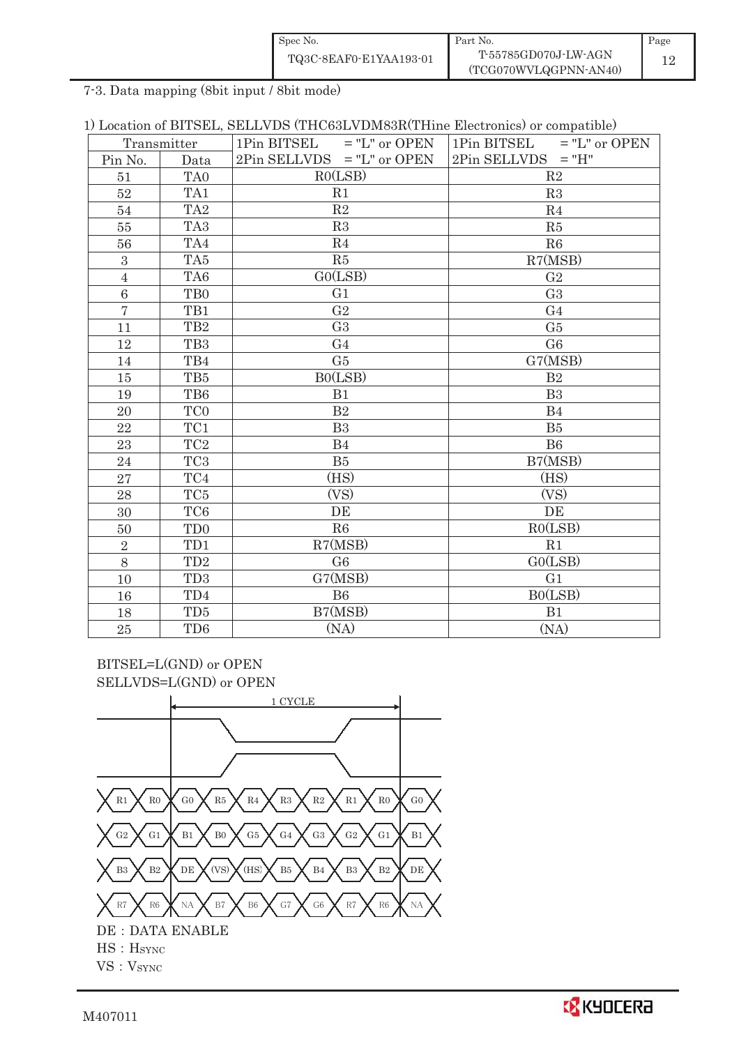7-3. Data mapping (8bit input / 8bit mode)

1) Location of BITSEL, SELLVDS (THC63LVDM83R(THine Electronics) or compatible)

| Transmitter | | 1Pin BITSEL = "L" or OPEN | 1Pin BITSEL = "L" or OPEN |
|---|---|---|---|
| Pin No. | Data | 2Pin SELLVDS = "L" or OPEN | 2Pin SELLVDS = "H" |
| 51 | TA0 | R0(LSB) | R2 |
| 52 | TA1 | R1 | R3 |
| 54 | TA2 | R2 | R4 |
| 55 | TA3 | R3 | R5 |
| 56 | TA4 | R4 | R6 |
| 3 | TA5 | R5 | R7(MSB) |
| 4 | TA6 | G0(LSB) | G2 |
| 6 | TB0 | G1 | G3 |
| 7 | TB1 | G2 | G4 |
| 11 | TB2 | G3 | G5 |
| 12 | TB3 | G4 | G6 |
| 14 | TB4 | G5 | G7(MSB) |
| 15 | TB5 | B0(LSB) | B2 |
| 19 | TB6 | B1 | B3 |
| 20 | TC0 | B2 | B4 |
| 22 | TC1 | B3 | B5 |
| 23 | TC2 | B4 | B6 |
| 24 | TC3 | B5 | B7(MSB) |
| 27 | TC4 | (HS) | (HS) |
| 28 | TC5 | (VS) | (VS) |
| 30 | TC6 | DE | DE |
| 50 | TD0 | R6 | R0(LSB) |
| 2 | TD1 | R7(MSB) | R1 |
| 8 | TD2 | G6 | G0(LSB) |
| 10 | TD3 | G7(MSB) | G1 |
| 16 | TD4 | B6 | B0(LSB) |
| 18 | TD5 | B7(MSB) | B1 |
| 25 | TD6 | (NA) | (NA) |

BITSEL=L(GND) or OPEN
SELLVDS=L(GND) or OPEN

1 CYCLE

R1 R0 | G0 R5 R4 R3 R2 R1 R0 | G0
G2 G1 | B1 B0 G5 G4 G3 G2 G1 | B1
B3 B2 | DE (VS) (HS) B5 B4 B3 B2 | DE
R7 R6 | NA B7 B6 G7 G6 R7 R6 | NA

DE : DATA ENABLE
HS : $H_{SYNC}$
VS : $V_{SYNC}$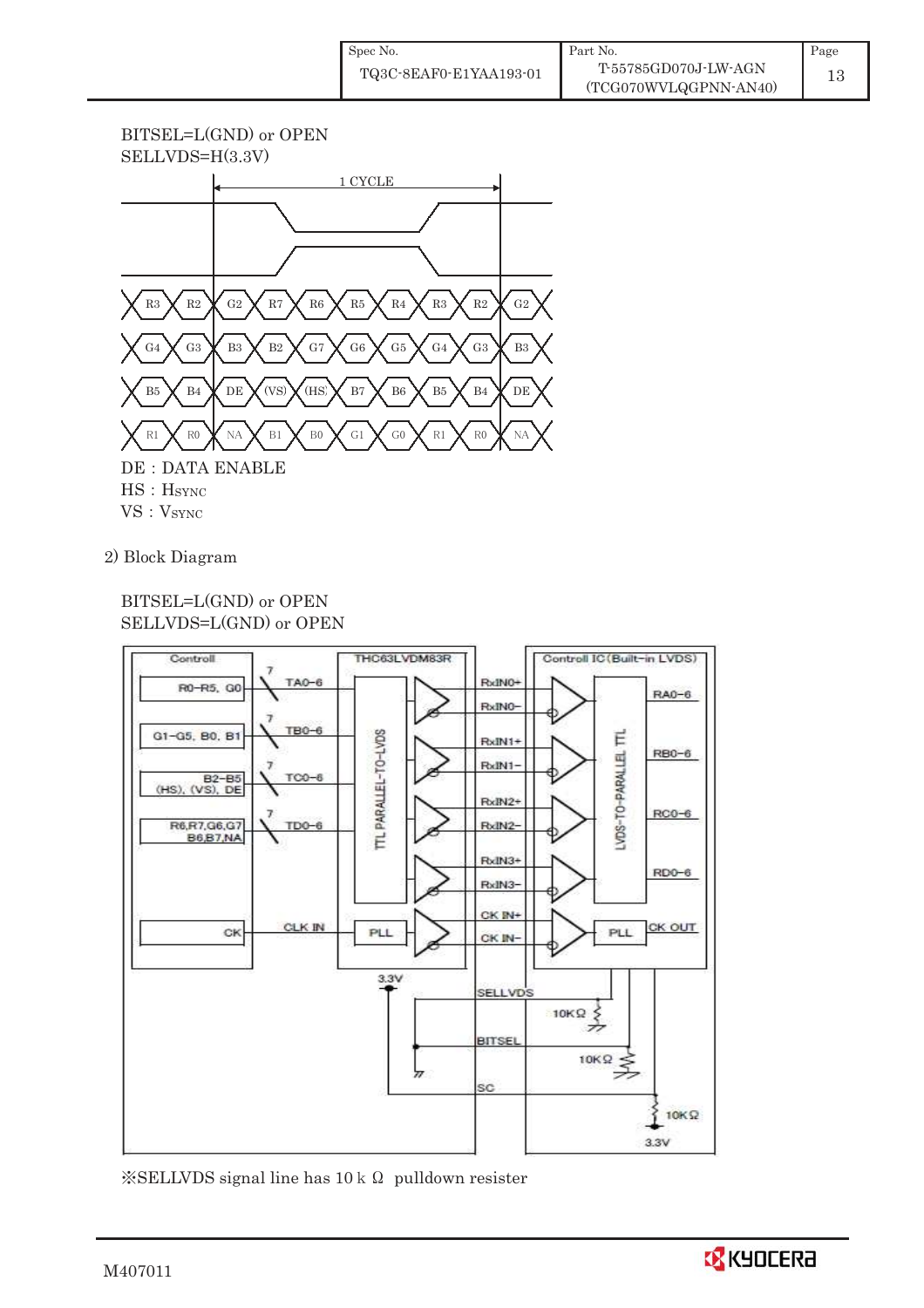BITSEL=L(GND) or OPEN
SELLVDS=H(3.3V)

1 CYCLE

| R3 | R2 | G2 | R7 | R6 | R5 | R4 | R3 | R2 | G2 |
|---|---|---|---|---|---|---|---|---|---|
| G4 | G3 | B3 | B2 | G7 | G6 | G5 | G4 | G3 | B3 |
| B5 | B4 | DE | (VS) | (HS) | B7 | B6 | B5 | B4 | DE |
| R1 | R0 | NA | B1 | B0 | G1 | G0 | R1 | R0 | NA |

DE : DATA ENABLE
HS : $H_{SYNC}$
VS : $V_{SYNC}$

2) Block Diagram

BITSEL=L(GND) or OPEN
SELLVDS=L(GND) or OPEN

Controll: R0–R5, G0 — TA0–6 (7); G1–G5, B0, B1 — TB0–6 (7); B2–B5 (HS), (VS), DE — TC0–6 (7); R6,R7,G6,G7 B6,B7,NA — TD0–6 (7); CK — CLK IN

THC63LVDM83R: TTL PARALLEL-TO-LVDS, PLL

RxIN0+, RxIN0−, RxIN1+, RxIN1−, RxIN2+, RxIN2−, RxIN3+, RxIN3−, CK IN+, CK IN−

Controll IC (Built-in LVDS): LVDS-TO-PARALLEL TTL — RA0–6, RB0–6, RC0–6, RD0–6; PLL — CK OUT

3.3V, SELLVDS, 10KΩ, BITSEL, 10KΩ, SC, 10KΩ, 3.3V

※SELLVDS signal line has 10 k Ω pulldown resister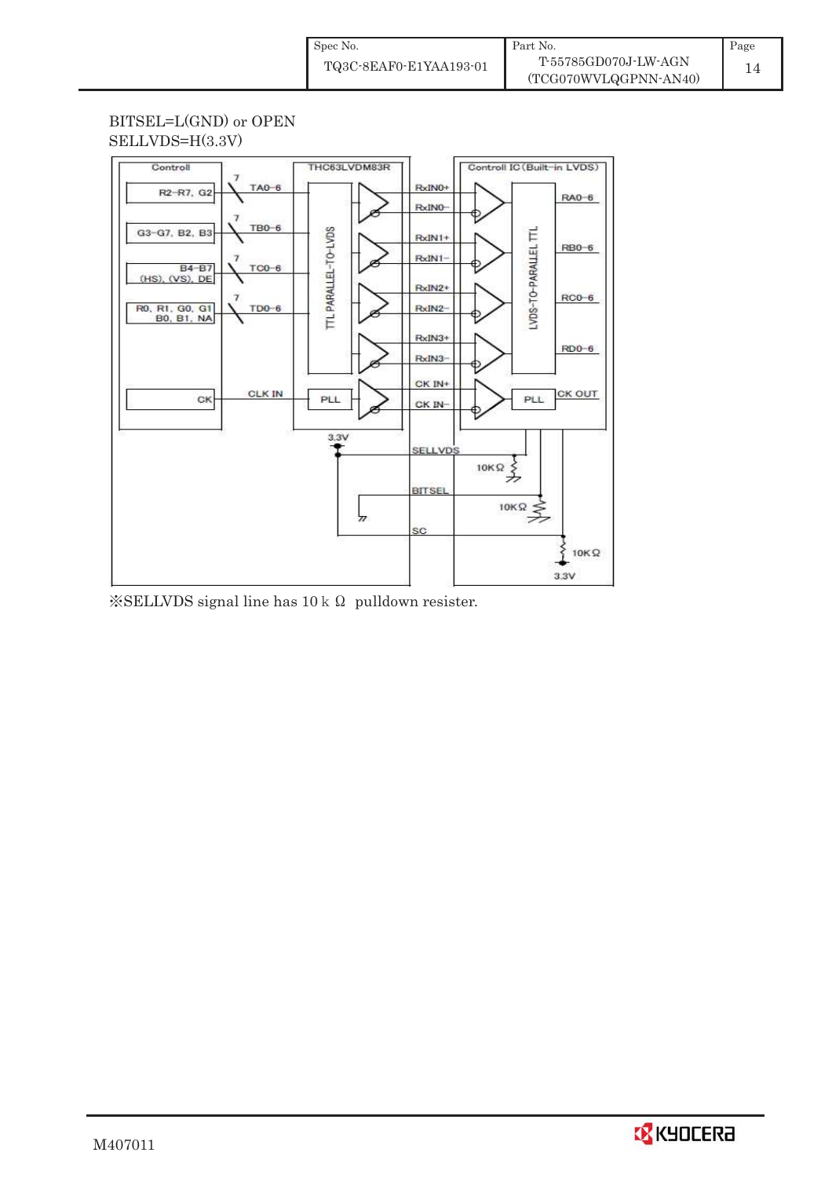BITSEL=L(GND) or OPEN
SELLVDS=H(3.3V)

Controll | THC63LVDM83R | Controll IC (Built-in LVDS)

R2~R7, G2 — 7 — TA0~6 — RxIN0+ / RxIN0− — RA0~6

G3~G7, B2, B3 — 7 — TB0~6 — RxIN1+ / RxIN1− — RB0~6

B4~B7 (HS), (VS), DE — 7 — TC0~6 — RxIN2+ / RxIN2− — RC0~6

R0, R1, G0, G1 B0, B1, NA — 7 — TD0~6 — RxIN3+ / RxIN3− — RD0~6

CK — CLK IN — PLL — CK IN+ / CK IN− — PLL — CK OUT

TTL PARALLEL-TO-LVDS

LVDS-TO-PARALLEL TTL

3.3V — SELLVDS — 10KΩ

BITSEL — 10KΩ

SC — 10KΩ — 3.3V

※SELLVDS signal line has 10 k Ω pulldown resister.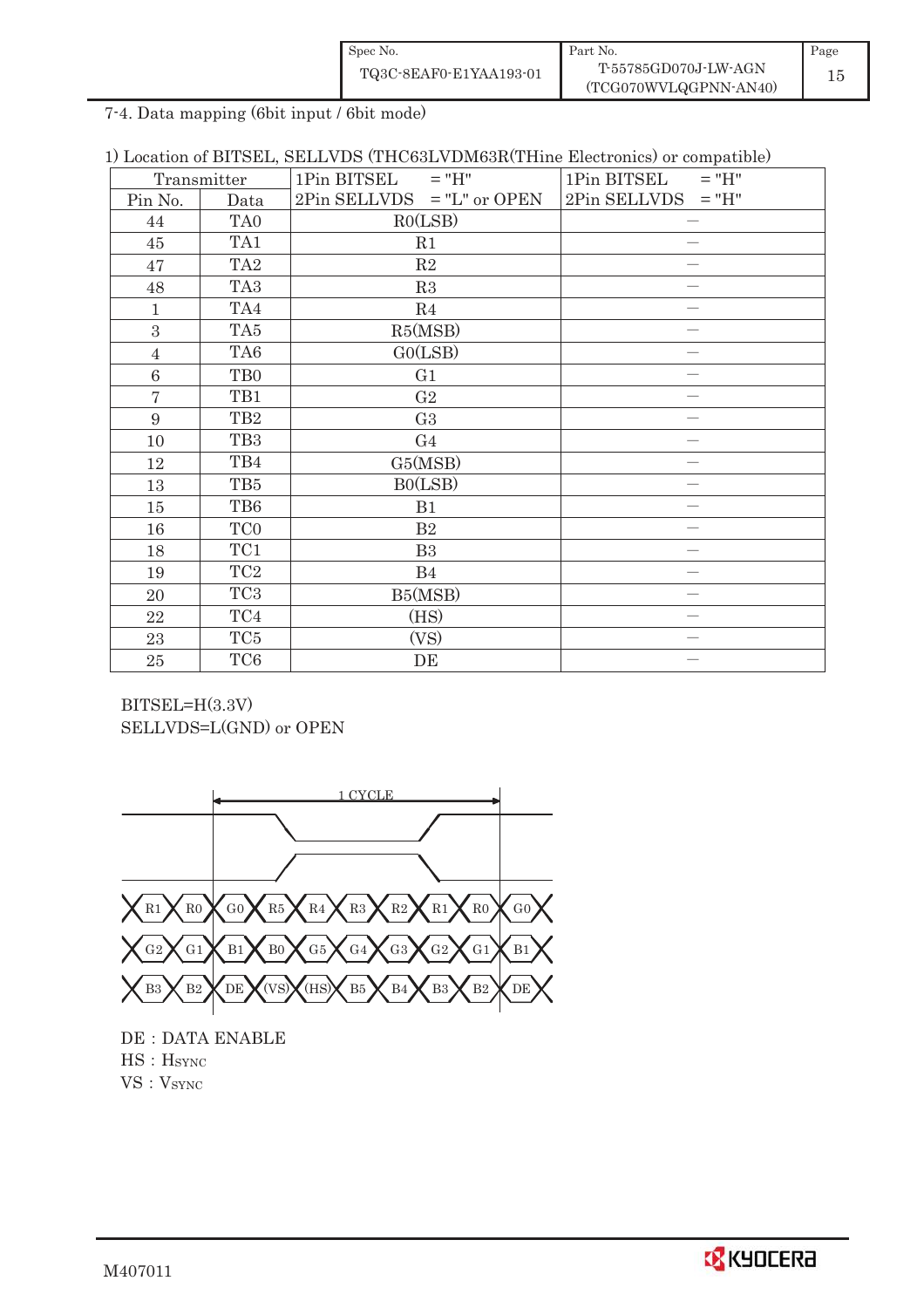7-4. Data mapping (6bit input / 6bit mode)

1) Location of BITSEL, SELLVDS (THC63LVDM63R(THine Electronics) or compatible)

| Transmitter | | 1Pin BITSEL = "H" 2Pin SELLVDS = "L" or OPEN | 1Pin BITSEL = "H" 2Pin SELLVDS = "H" |
|---|---|---|---|
| Pin No. | Data | | |
| 44 | TA0 | R0(LSB) | — |
| 45 | TA1 | R1 | — |
| 47 | TA2 | R2 | — |
| 48 | TA3 | R3 | — |
| 1 | TA4 | R4 | — |
| 3 | TA5 | R5(MSB) | — |
| 4 | TA6 | G0(LSB) | — |
| 6 | TB0 | G1 | — |
| 7 | TB1 | G2 | — |
| 9 | TB2 | G3 | — |
| 10 | TB3 | G4 | — |
| 12 | TB4 | G5(MSB) | — |
| 13 | TB5 | B0(LSB) | — |
| 15 | TB6 | B1 | — |
| 16 | TC0 | B2 | — |
| 18 | TC1 | B3 | — |
| 19 | TC2 | B4 | — |
| 20 | TC3 | B5(MSB) | — |
| 22 | TC4 | (HS) | — |
| 23 | TC5 | (VS) | — |
| 25 | TC6 | DE | — |

BITSEL=H(3.3V)
SELLVDS=L(GND) or OPEN

1 CYCLE

R1 | R0 | G0 | R5 | R4 | R3 | R2 | R1 | R0 | G0

G2 | G1 | B1 | B0 | G5 | G4 | G3 | G2 | G1 | B1

B3 | B2 | DE | (VS) | (HS) | B5 | B4 | B3 | B2 | DE

DE : DATA ENABLE
HS : $H_{SYNC}$
VS : $V_{SYNC}$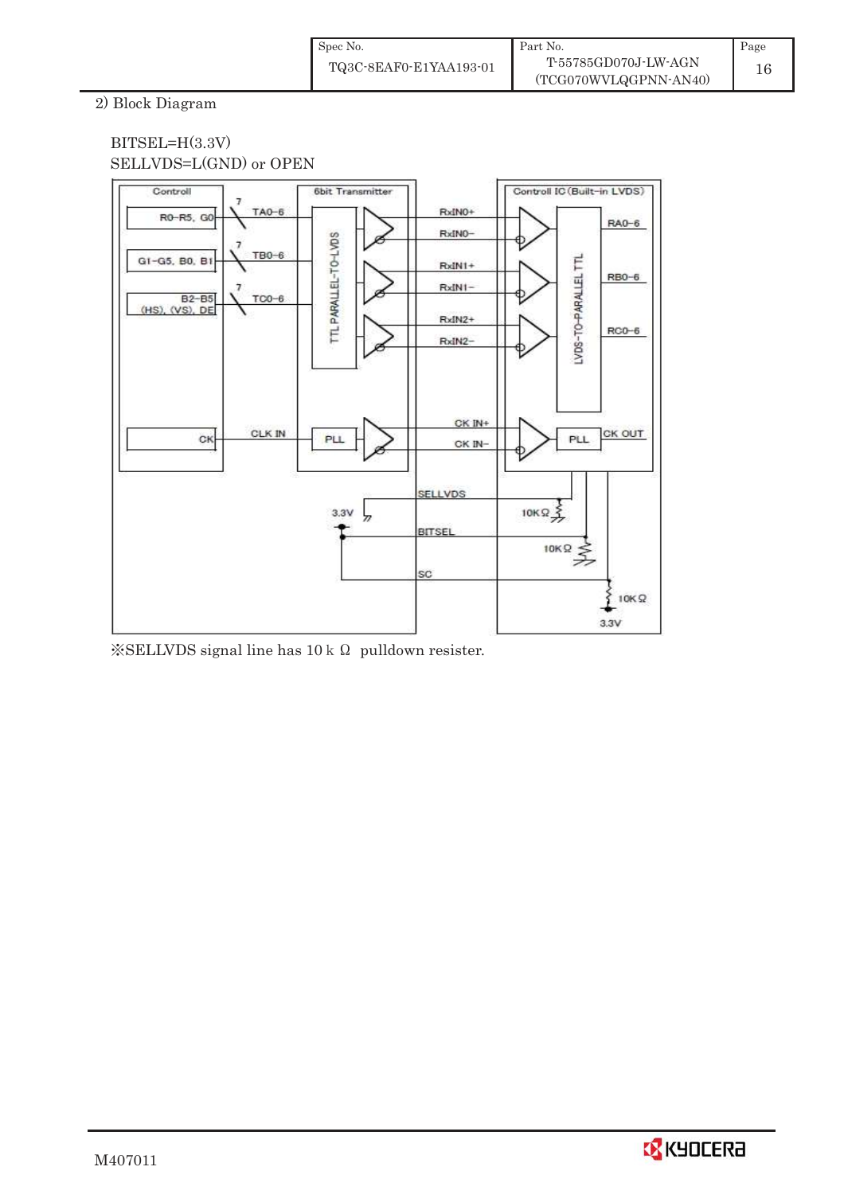## 2) Block Diagram

BITSEL=H(3.3V)
SELLVDS=L(GND) or OPEN

※SELLVDS signal line has 10 k Ω pulldown resister.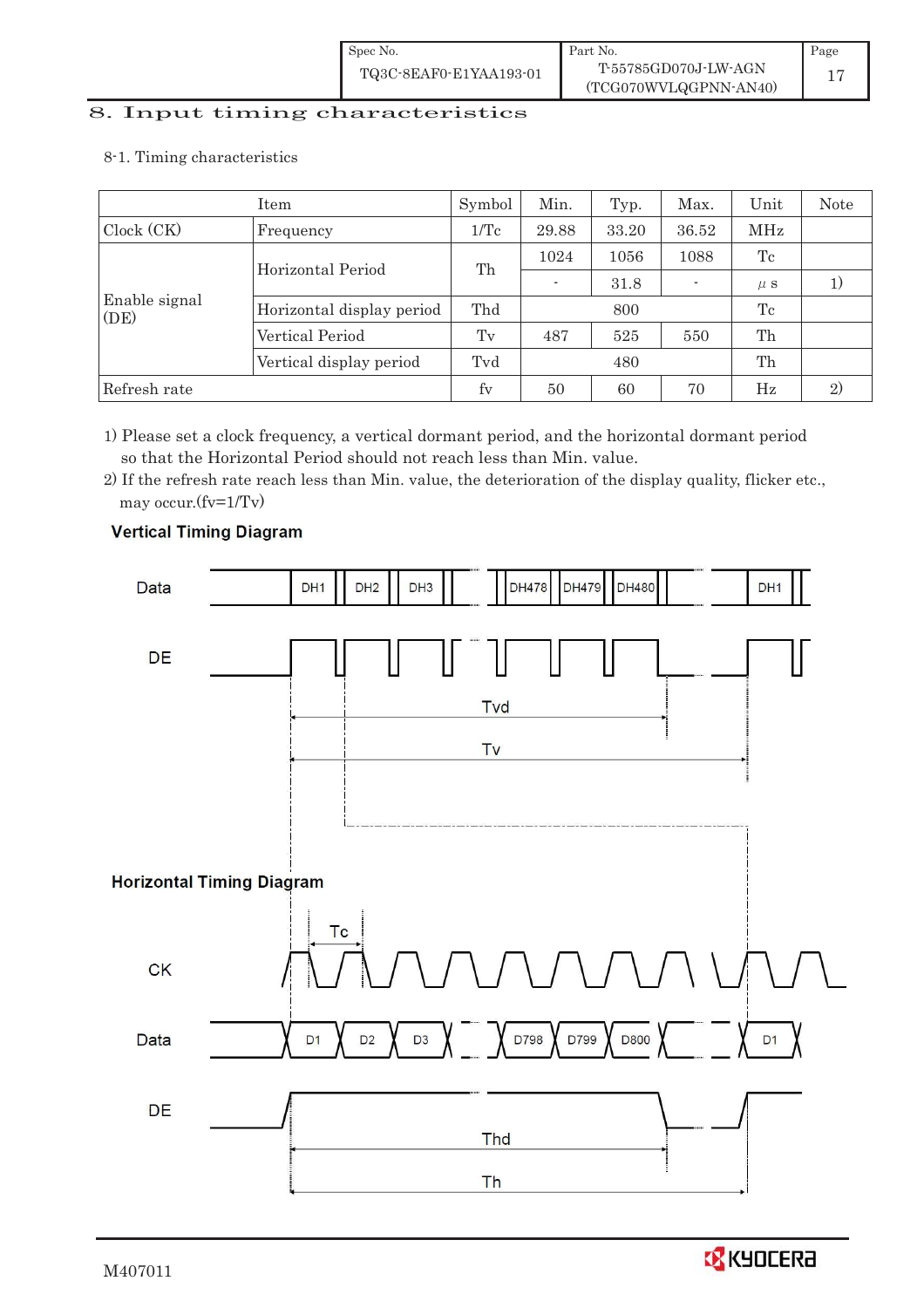# 8. Input timing characteristics

## 8-1. Timing characteristics

| Item | | Symbol | Min. | Typ. | Max. | Unit | Note |
|---|---|---|---|---|---|---|---|
| Clock (CK) | Frequency | 1/Tc | 29.88 | 33.20 | 36.52 | MHz | |
| Enable signal (DE) | Horizontal Period | Th | 1024 | 1056 | 1088 | Tc | |
| | | | - | 31.8 | - | μs | 1) |
| | Horizontal display period | Thd | | 800 | | Tc | |
| | Vertical Period | Tv | 487 | 525 | 550 | Th | |
| | Vertical display period | Tvd | | 480 | | Th | |
| Refresh rate | | fv | 50 | 60 | 70 | Hz | 2) |

1) Please set a clock frequency, a vertical dormant period, and the horizontal dormant period so that the Horizontal Period should not reach less than Min. value.

2) If the refresh rate reach less than Min. value, the deterioration of the display quality, flicker etc., may occur.(fv=1/Tv)

**Vertical Timing Diagram**

Data: DH1, DH2, DH3, DH478, DH479, DH480, DH1

DE

Tvd

Tv

**Horizontal Timing Diagram**

Tc

CK

Data: D1, D2, D3, D798, D799, D800, D1

DE

Thd

Th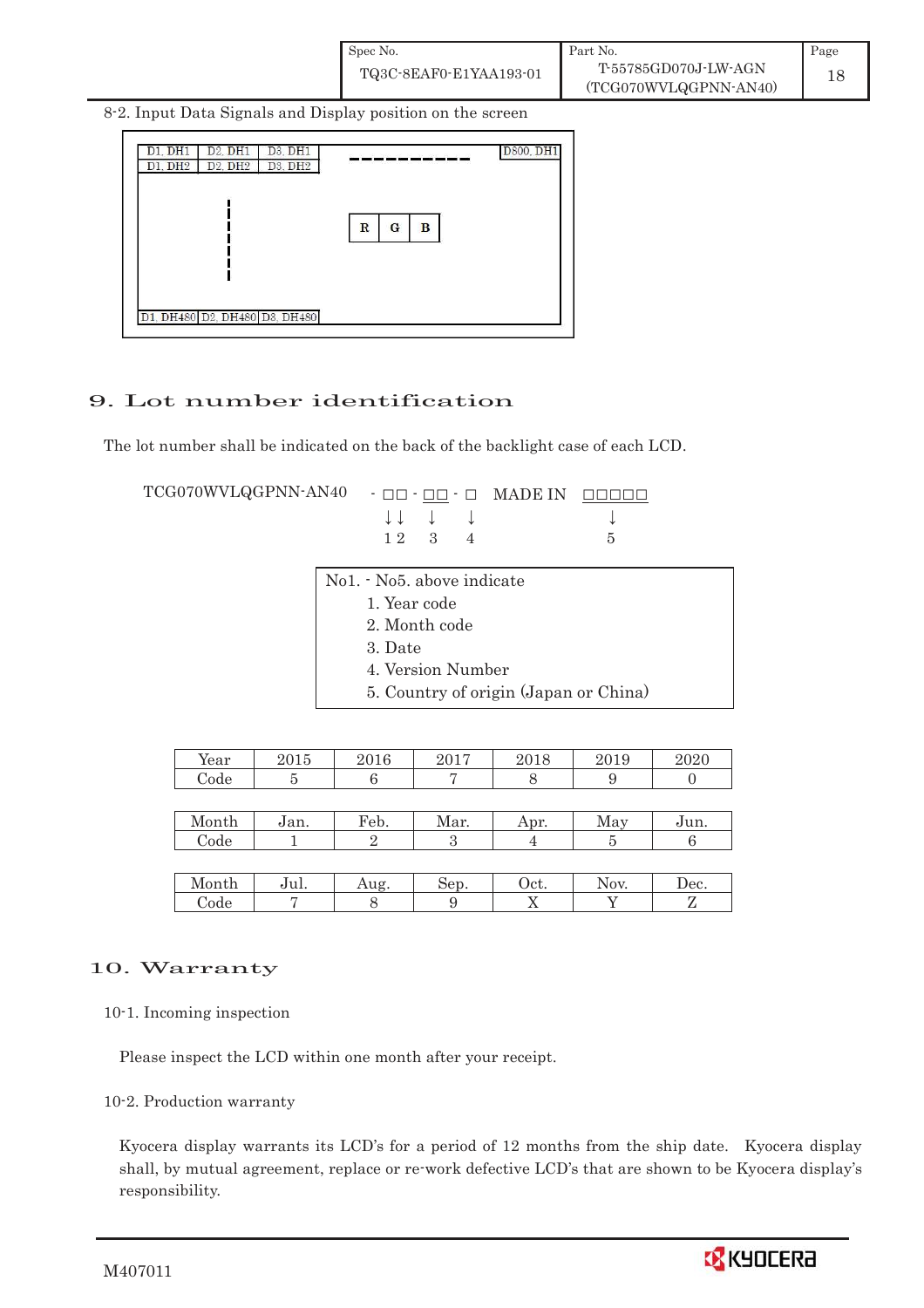8-2. Input Data Signals and Display position on the screen

| D1, DH1 | D2, DH1 | D3, DH1 | ---------- | D800, DH1 |
|---|---|---|---|---|
| D1, DH2 | D2, DH2 | D3, DH2 | | |
| | | | R G B | |
| D1, DH480 | D2, DH480 | D3, DH480 | | |

# 9. Lot number identification

The lot number shall be indicated on the back of the backlight case of each LCD.

```
TCG070WVLQGPNN-AN40   - □□ - □□ - □   MADE IN  □□□□□
                        ↓↓    ↓    ↓              ↓
                        1 2   3    4              5
```

No1. - No5. above indicate

1. Year code
2. Month code
3. Date
4. Version Number
5. Country of origin (Japan or China)

| Year | 2015 | 2016 | 2017 | 2018 | 2019 | 2020 |
|---|---|---|---|---|---|---|
| Code | 5 | 6 | 7 | 8 | 9 | 0 |

| Month | Jan. | Feb. | Mar. | Apr. | May | Jun. |
|---|---|---|---|---|---|---|
| Code | 1 | 2 | 3 | 4 | 5 | 6 |

| Month | Jul. | Aug. | Sep. | Oct. | Nov. | Dec. |
|---|---|---|---|---|---|---|
| Code | 7 | 8 | 9 | X | Y | Z |

# 10. Warranty

10-1. Incoming inspection

Please inspect the LCD within one month after your receipt.

10-2. Production warranty

Kyocera display warrants its LCD's for a period of 12 months from the ship date. Kyocera display shall, by mutual agreement, replace or re-work defective LCD's that are shown to be Kyocera display's responsibility.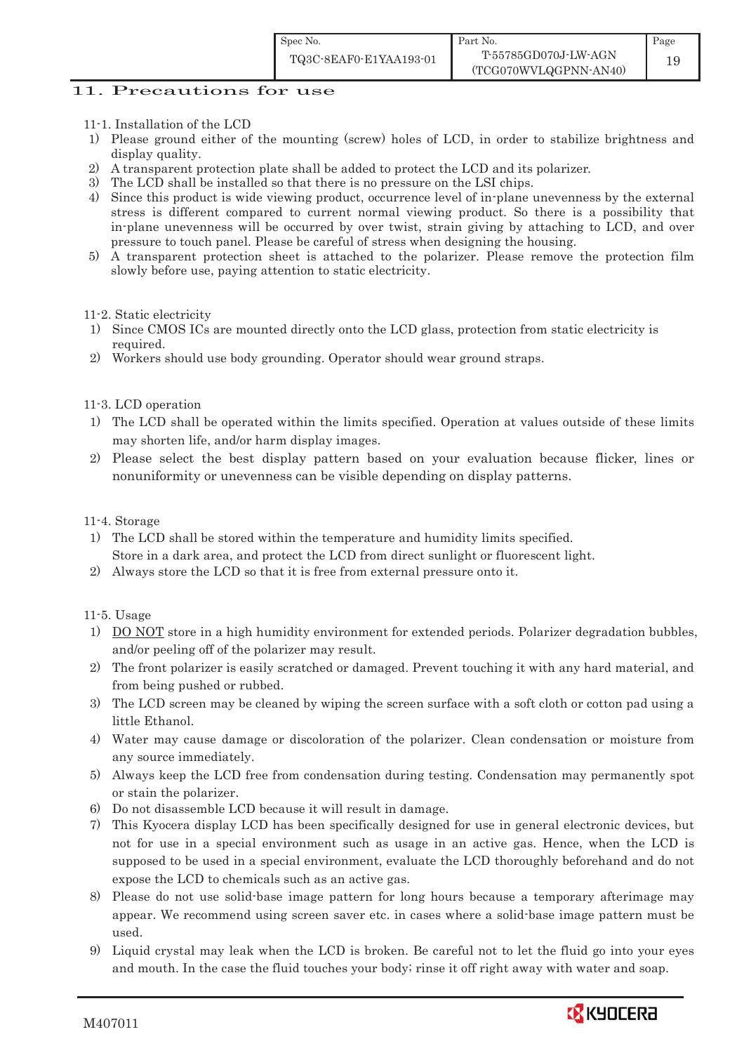## 11. Precautions for use

11-1. Installation of the LCD

1) Please ground either of the mounting (screw) holes of LCD, in order to stabilize brightness and display quality.
2) A transparent protection plate shall be added to protect the LCD and its polarizer.
3) The LCD shall be installed so that there is no pressure on the LSI chips.
4) Since this product is wide viewing product, occurrence level of in-plane unevenness by the external stress is different compared to current normal viewing product. So there is a possibility that in-plane unevenness will be occurred by over twist, strain giving by attaching to LCD, and over pressure to touch panel. Please be careful of stress when designing the housing.
5) A transparent protection sheet is attached to the polarizer. Please remove the protection film slowly before use, paying attention to static electricity.

11-2. Static electricity

1) Since CMOS ICs are mounted directly onto the LCD glass, protection from static electricity is required.
2) Workers should use body grounding. Operator should wear ground straps.

11-3. LCD operation

1) The LCD shall be operated within the limits specified. Operation at values outside of these limits may shorten life, and/or harm display images.
2) Please select the best display pattern based on your evaluation because flicker, lines or nonuniformity or unevenness can be visible depending on display patterns.

11-4. Storage

1) The LCD shall be stored within the temperature and humidity limits specified.
   Store in a dark area, and protect the LCD from direct sunlight or fluorescent light.
2) Always store the LCD so that it is free from external pressure onto it.

11-5. Usage

1) DO NOT store in a high humidity environment for extended periods. Polarizer degradation bubbles, and/or peeling off of the polarizer may result.
2) The front polarizer is easily scratched or damaged. Prevent touching it with any hard material, and from being pushed or rubbed.
3) The LCD screen may be cleaned by wiping the screen surface with a soft cloth or cotton pad using a little Ethanol.
4) Water may cause damage or discoloration of the polarizer. Clean condensation or moisture from any source immediately.
5) Always keep the LCD free from condensation during testing. Condensation may permanently spot or stain the polarizer.
6) Do not disassemble LCD because it will result in damage.
7) This Kyocera display LCD has been specifically designed for use in general electronic devices, but not for use in a special environment such as usage in an active gas. Hence, when the LCD is supposed to be used in a special environment, evaluate the LCD thoroughly beforehand and do not expose the LCD to chemicals such as an active gas.
8) Please do not use solid-base image pattern for long hours because a temporary afterimage may appear. We recommend using screen saver etc. in cases where a solid-base image pattern must be used.
9) Liquid crystal may leak when the LCD is broken. Be careful not to let the fluid go into your eyes and mouth. In the case the fluid touches your body; rinse it off right away with water and soap.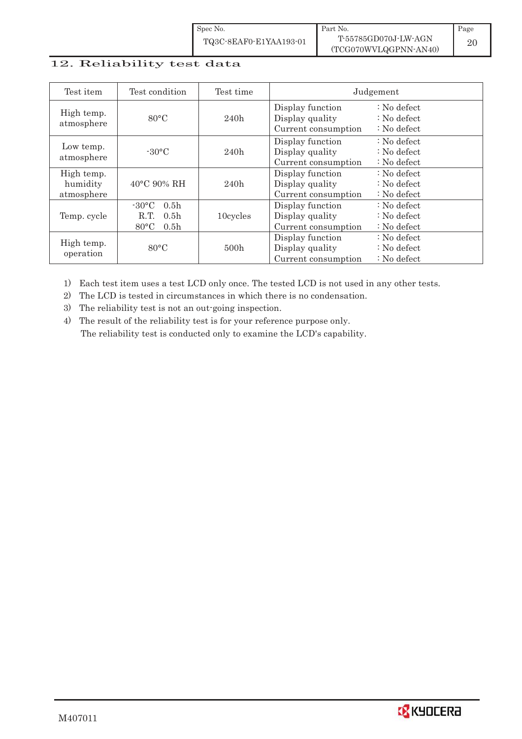## 12. Reliability test data

| Test item | Test condition | Test time | Judgement |
|---|---|---|---|
| High temp. atmosphere | 80°C | 240h | Display function : No defect<br>Display quality : No defect<br>Current consumption : No defect |
| Low temp. atmosphere | -30°C | 240h | Display function : No defect<br>Display quality : No defect<br>Current consumption : No defect |
| High temp. humidity atmosphere | 40°C 90% RH | 240h | Display function : No defect<br>Display quality : No defect<br>Current consumption : No defect |
| Temp. cycle | -30°C 0.5h<br>R.T. 0.5h<br>80°C 0.5h | 10cycles | Display function : No defect<br>Display quality : No defect<br>Current consumption : No defect |
| High temp. operation | 80°C | 500h | Display function : No defect<br>Display quality : No defect<br>Current consumption : No defect |

1) Each test item uses a test LCD only once. The tested LCD is not used in any other tests.
2) The LCD is tested in circumstances in which there is no condensation.
3) The reliability test is not an out-going inspection.
4) The result of the reliability test is for your reference purpose only.
   The reliability test is conducted only to examine the LCD's capability.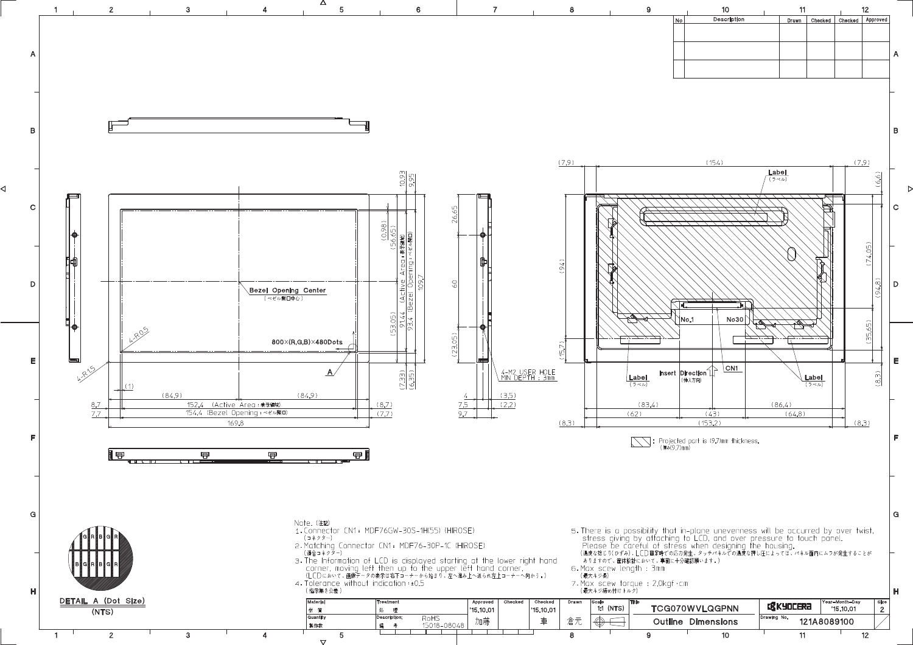| No | Description | Drawn | Checked | Checked | Approved |
|---|---|---|---|---|---|
| | | | | | |
| | | | | | |

Bezel Opening Center
（ベゼル開口中心）

800×(R,G,B)×480Dots

4-R0.5

4-R15

A

(Active Area：表示領域) 91.44
(Bezel Opening：ベゼル開口) 93.4

152.4 (Active Area：表示領域)
154.4 (Bezel Opening：ベゼル開口)
169.8

4-M2 USER HOLE
MIN DEPTH：3mm

Label（ラベル）

Insert Direction（挿入方向）

CN1

No.1　No30

: Projected part is (9.7)mm thickness.
（厚み(9.7)mm）

DETAIL A (Dot Size)
(NTS)

Note.（注記）

1. Connector CN1：MDF76GW-30S-1H(55) (HIROSE)
（コネクター）
2. Matching Connector CN1：MDF76-30P-1C (HIROSE)
（適合コネクター）
3. The Information of LCD is displayed starting at the lower right hand corner, moving left then up to the upper left hand corner.
（LCDにおいて、画像データの表示は右下コーナーから始まり、左へ進み上へ送られ左上コーナーへ向かう。）
4. Tolerance without indication：±0.5
（指示無き公差）
5. There is a possibility that in-plane unevenness will be occurred by over twist, stress giving by attaching to LCD, and over pressure to touch panel. Please be careful of stress when designing the housing.
（過度な捻じり(ひずみ)、LCD固定時での応力発生、タッチパネルでの過度な押し圧によっては、パネル面内にムラが発生することがありますので、筐体設計において、事前に十分ご配慮願います。）
6. Max scew length：3mm
（最大ネジ長）
7. Max scew torque：2.0kgf・cm
（最大ネジ締め付けトルク）

| Material 材質 | Treatment 処理 | Approved '15.10.01 | Checked | Checked '15.10.01 | Drawn | Scale 1:1 (NTS) | Title TCG070WVLQGPNN | KYOCERA | Year-Month-Day '15.10.01 | Size 2 |
|---|---|---|---|---|---|---|---|---|---|---|
| Quantity 製作数 | Description; 備考 RoHS 15018-08048 | 加藤 | | 車 | 倉元 | | Outline Dimensions | Drawing No. 121A8089100 | | |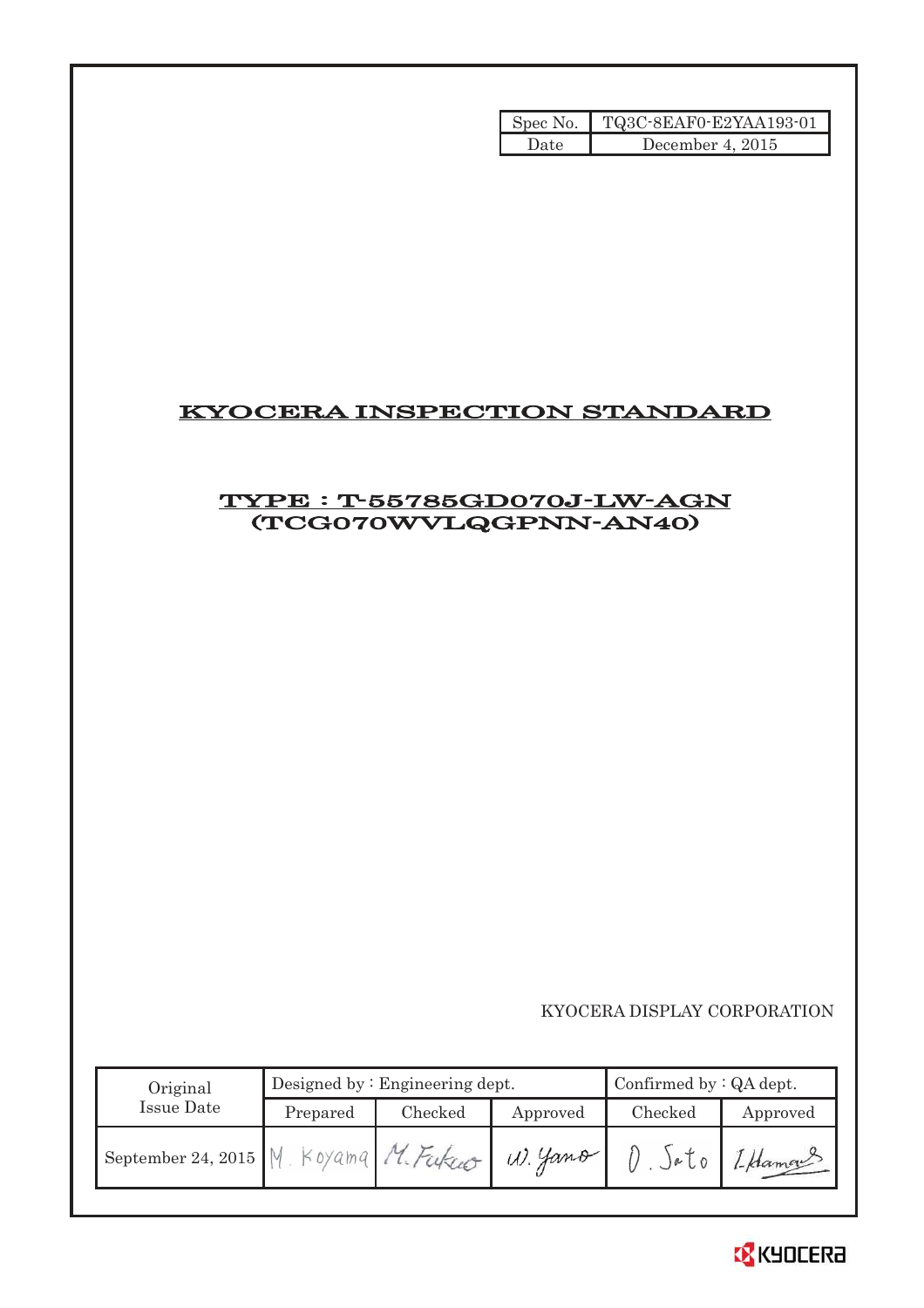| Spec No. | TQ3C-8EAF0-E2YAA193-01 |
|---|---|
| Date | December 4, 2015 |

# KYOCERA INSPECTION STANDARD

## TYPE : T-55785GD070J-LW-AGN (TCG070WVLQGPNN-AN40)

KYOCERA DISPLAY CORPORATION

| Original Issue Date | Designed by : Engineering dept. | | | Confirmed by : QA dept. | |
|---|---|---|---|---|---|
| | Prepared | Checked | Approved | Checked | Approved |
| September 24, 2015 | M. Koyama | M. Fukuo | W. Yano | O. Soto | I. Hamano |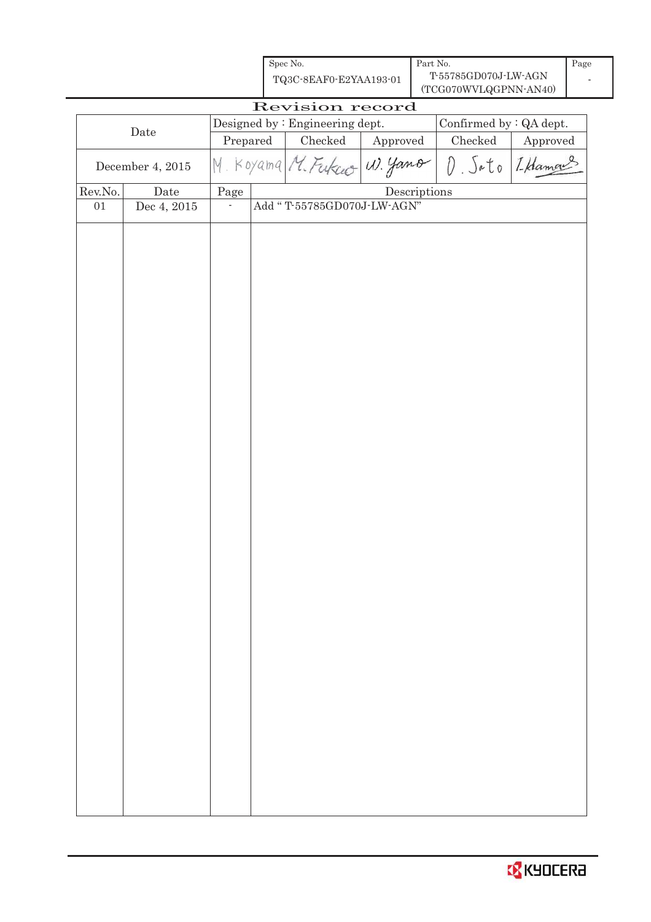| Spec No. | Part No. | Page |
|---|---|---|
| TQ3C-8EAF0-E2YAA193-01 | T-55785GD070J-LW-AGN (TCG070WVLQGPNN-AN40) | - |

# Revision record

| Date | Designed by : Engineering dept. | | | Confirmed by : QA dept. | |
|---|---|---|---|---|---|
| | Prepared | Checked | Approved | Checked | Approved |
| December 4, 2015 | M. Koyama | M. Fukao | W. Yano | O. Sato | I. Hamano |

| Rev.No. | Date | Page | Descriptions |
|---|---|---|---|
| 01 | Dec 4, 2015 | - | Add " T-55785GD070J-LW-AGN" |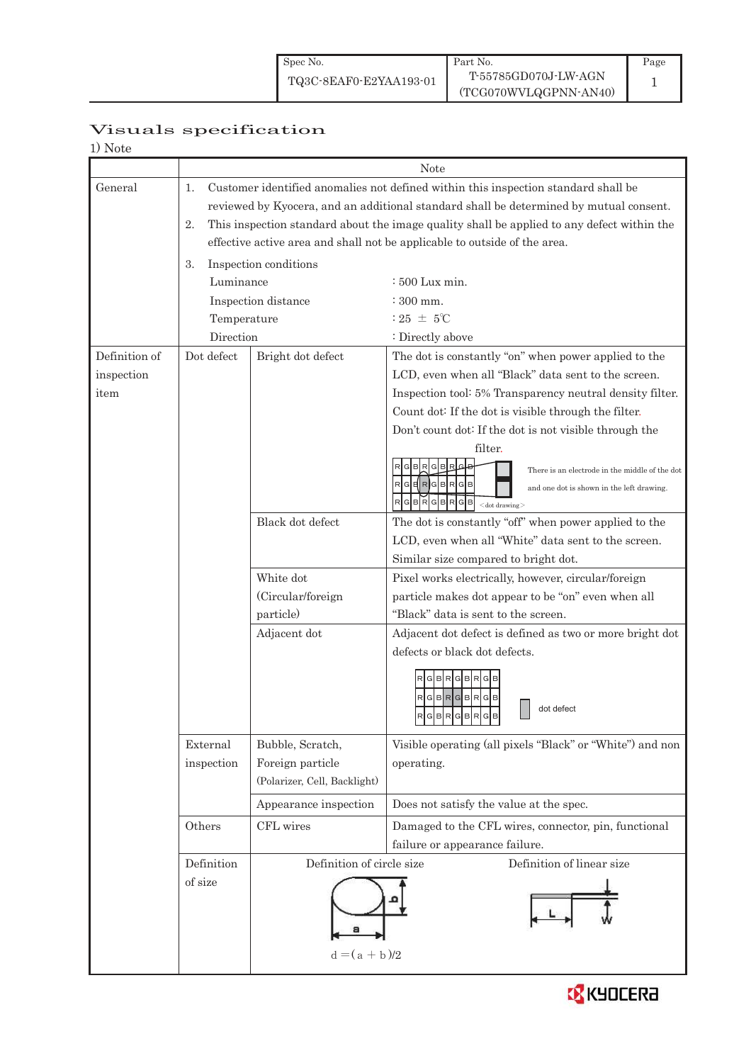# Visuals specification

1) Note

| | | | Note |
|---|---|---|---|
| General | 1. Customer identified anomalies not defined within this inspection standard shall be reviewed by Kyocera, and an additional standard shall be determined by mutual consent.<br>2. This inspection standard about the image quality shall be applied to any defect within the effective active area and shall not be applicable to outside of the area.<br>3. Inspection conditions<br>Luminance : 500 Lux min.<br>Inspection distance : 300 mm.<br>Temperature : 25 ± 5℃<br>Direction : Directly above | | |
| Definition of inspection item | Dot defect | Bright dot defect | The dot is constantly "on" when power applied to the LCD, even when all "Black" data sent to the screen.<br>Inspection tool: 5% Transparency neutral density filter.<br>Count dot: If the dot is visible through the filter.<br>Don't count dot: If the dot is not visible through the filter.<br>There is an electrode in the middle of the dot and one dot is shown in the left drawing.<br><dot drawing> |
| | | Black dot defect | The dot is constantly "off" when power applied to the LCD, even when all "White" data sent to the screen.<br>Similar size compared to bright dot. |
| | | White dot (Circular/foreign particle) | Pixel works electrically, however, circular/foreign particle makes dot appear to be "on" even when all "Black" data is sent to the screen. |
| | | Adjacent dot | Adjacent dot defect is defined as two or more bright dot defects or black dot defects.<br>dot defect |
| | External inspection | Bubble, Scratch, Foreign particle (Polarizer, Cell, Backlight) | Visible operating (all pixels "Black" or "White") and non operating. |
| | | Appearance inspection | Does not satisfy the value at the spec. |
| | Others | CFL wires | Damaged to the CFL wires, connector, pin, functional failure or appearance failure. |
| | Definition of size | Definition of circle size<br>$d = (a + b)/2$ | Definition of linear size |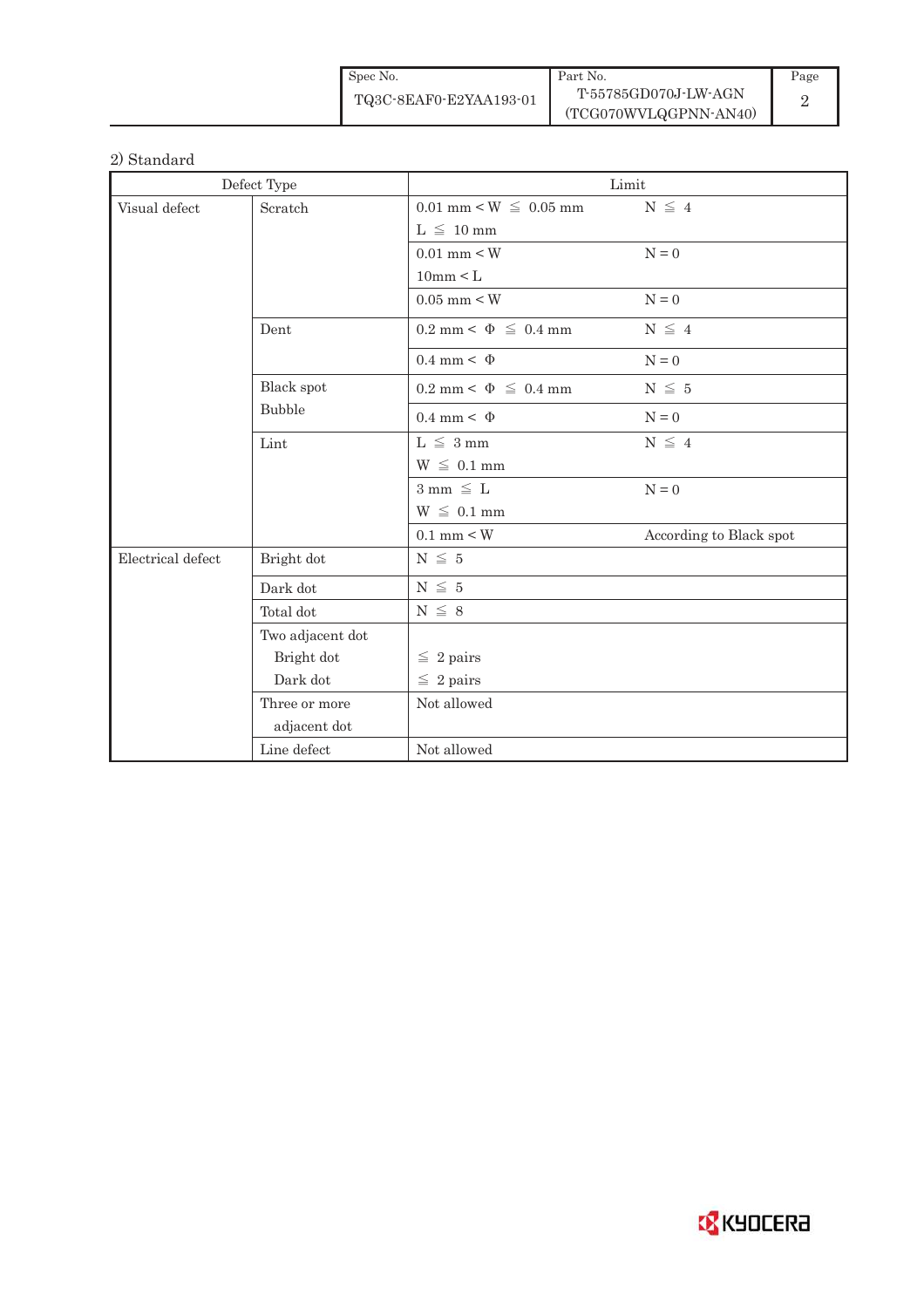2) Standard

| Defect Type | | Limit | |
|---|---|---|---|
| Visual defect | Scratch | 0.01 mm < W ≦ 0.05 mm<br>L ≦ 10 mm | N ≦ 4 |
| | | 0.01 mm < W<br>10mm < L | N = 0 |
| | | 0.05 mm < W | N = 0 |
| | Dent | 0.2 mm < Φ ≦ 0.4 mm | N ≦ 4 |
| | | 0.4 mm < Φ | N = 0 |
| | Black spot<br>Bubble | 0.2 mm < Φ ≦ 0.4 mm | N ≦ 5 |
| | | 0.4 mm < Φ | N = 0 |
| | Lint | L ≦ 3 mm<br>W ≦ 0.1 mm | N ≦ 4 |
| | | 3 mm ≦ L<br>W ≦ 0.1 mm | N = 0 |
| | | 0.1 mm < W | According to Black spot |
| Electrical defect | Bright dot | N ≦ 5 | |
| | Dark dot | N ≦ 5 | |
| | Total dot | N ≦ 8 | |
| | Two adjacent dot<br>Bright dot<br>Dark dot | <br>≦ 2 pairs<br>≦ 2 pairs | |
| | Three or more adjacent dot | Not allowed | |
| | Line defect | Not allowed | |